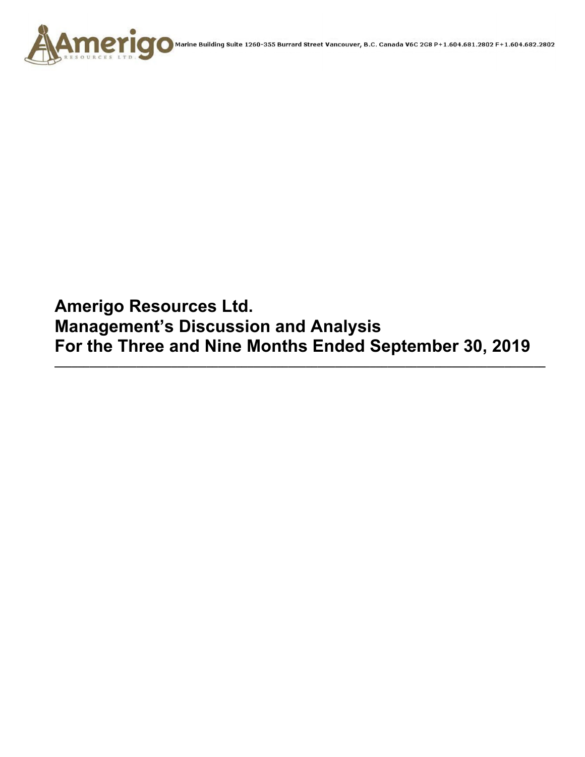Marine Building Suite 1260-355 Burrard Street Vancouver, B.C. Canada V6C 2G8 P+1.604.681.2802 F+1.604.682.2802

# Amerigo Resources Ltd.
# Management's Discussion and Analysis
# For the Three and Nine Months Ended September 30, 2019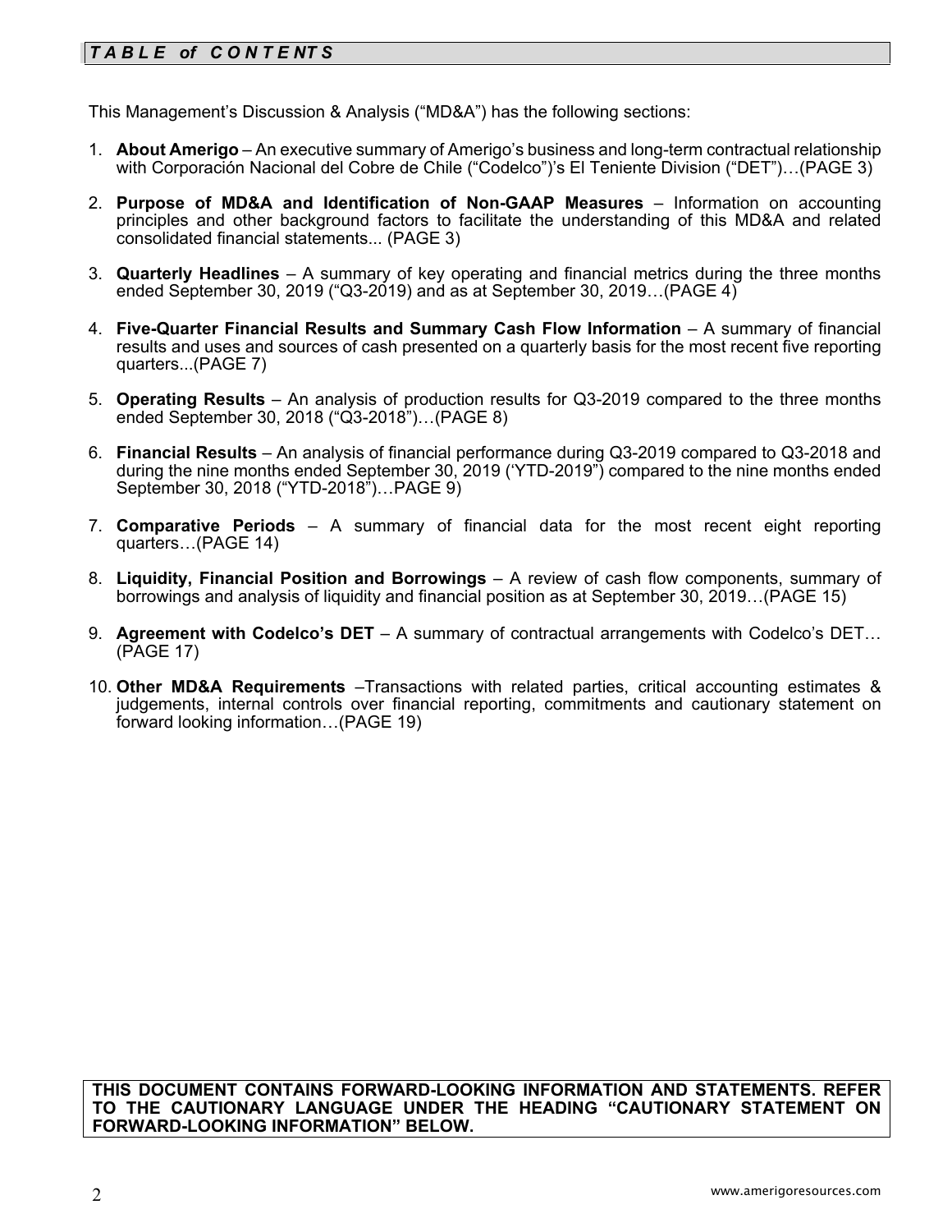## *T A B L E of C O N T E NT S*

This Management's Discussion & Analysis ("MD&A") has the following sections:

1. **About Amerigo** – An executive summary of Amerigo's business and long-term contractual relationship with Corporación Nacional del Cobre de Chile ("Codelco")'s El Teniente Division ("DET")…(PAGE 3)
2. **Purpose of MD&A and Identification of Non-GAAP Measures** – Information on accounting principles and other background factors to facilitate the understanding of this MD&A and related consolidated financial statements... (PAGE 3)
3. **Quarterly Headlines** – A summary of key operating and financial metrics during the three months ended September 30, 2019 ("Q3-2019) and as at September 30, 2019…(PAGE 4)
4. **Five-Quarter Financial Results and Summary Cash Flow Information** – A summary of financial results and uses and sources of cash presented on a quarterly basis for the most recent five reporting quarters...(PAGE 7)
5. **Operating Results** – An analysis of production results for Q3-2019 compared to the three months ended September 30, 2018 ("Q3-2018")…(PAGE 8)
6. **Financial Results** – An analysis of financial performance during Q3-2019 compared to Q3-2018 and during the nine months ended September 30, 2019 ('YTD-2019") compared to the nine months ended September 30, 2018 ("YTD-2018")…PAGE 9)
7. **Comparative Periods** – A summary of financial data for the most recent eight reporting quarters…(PAGE 14)
8. **Liquidity, Financial Position and Borrowings** – A review of cash flow components, summary of borrowings and analysis of liquidity and financial position as at September 30, 2019…(PAGE 15)
9. **Agreement with Codelco's DET** – A summary of contractual arrangements with Codelco's DET…(PAGE 17)
10. **Other MD&A Requirements** –Transactions with related parties, critical accounting estimates & judgements, internal controls over financial reporting, commitments and cautionary statement on forward looking information…(PAGE 19)

**THIS DOCUMENT CONTAINS FORWARD-LOOKING INFORMATION AND STATEMENTS. REFER TO THE CAUTIONARY LANGUAGE UNDER THE HEADING "CAUTIONARY STATEMENT ON FORWARD-LOOKING INFORMATION" BELOW.**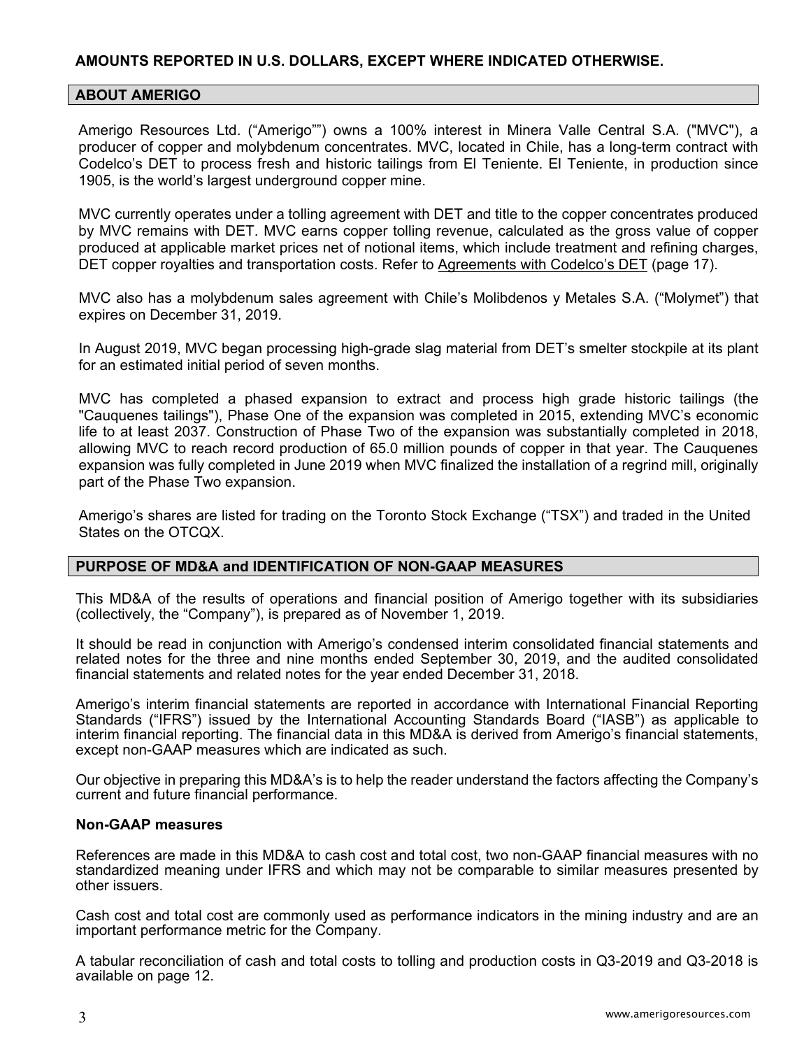**AMOUNTS REPORTED IN U.S. DOLLARS, EXCEPT WHERE INDICATED OTHERWISE.**

## ABOUT AMERIGO

Amerigo Resources Ltd. ("Amerigo"") owns a 100% interest in Minera Valle Central S.A. ("MVC"), a producer of copper and molybdenum concentrates. MVC, located in Chile, has a long-term contract with Codelco's DET to process fresh and historic tailings from El Teniente. El Teniente, in production since 1905, is the world's largest underground copper mine.

MVC currently operates under a tolling agreement with DET and title to the copper concentrates produced by MVC remains with DET. MVC earns copper tolling revenue, calculated as the gross value of copper produced at applicable market prices net of notional items, which include treatment and refining charges, DET copper royalties and transportation costs. Refer to Agreements with Codelco's DET (page 17).

MVC also has a molybdenum sales agreement with Chile's Molibdenos y Metales S.A. ("Molymet") that expires on December 31, 2019.

In August 2019, MVC began processing high-grade slag material from DET's smelter stockpile at its plant for an estimated initial period of seven months.

MVC has completed a phased expansion to extract and process high grade historic tailings (the "Cauquenes tailings"), Phase One of the expansion was completed in 2015, extending MVC's economic life to at least 2037. Construction of Phase Two of the expansion was substantially completed in 2018, allowing MVC to reach record production of 65.0 million pounds of copper in that year. The Cauquenes expansion was fully completed in June 2019 when MVC finalized the installation of a regrind mill, originally part of the Phase Two expansion.

Amerigo's shares are listed for trading on the Toronto Stock Exchange ("TSX") and traded in the United States on the OTCQX.

## PURPOSE OF MD&A and IDENTIFICATION OF NON-GAAP MEASURES

This MD&A of the results of operations and financial position of Amerigo together with its subsidiaries (collectively, the "Company"), is prepared as of November 1, 2019.

It should be read in conjunction with Amerigo's condensed interim consolidated financial statements and related notes for the three and nine months ended September 30, 2019, and the audited consolidated financial statements and related notes for the year ended December 31, 2018.

Amerigo's interim financial statements are reported in accordance with International Financial Reporting Standards ("IFRS") issued by the International Accounting Standards Board ("IASB") as applicable to interim financial reporting. The financial data in this MD&A is derived from Amerigo's financial statements, except non-GAAP measures which are indicated as such.

Our objective in preparing this MD&A's is to help the reader understand the factors affecting the Company's current and future financial performance.

### Non-GAAP measures

References are made in this MD&A to cash cost and total cost, two non-GAAP financial measures with no standardized meaning under IFRS and which may not be comparable to similar measures presented by other issuers.

Cash cost and total cost are commonly used as performance indicators in the mining industry and are an important performance metric for the Company.

A tabular reconciliation of cash and total costs to tolling and production costs in Q3-2019 and Q3-2018 is available on page 12.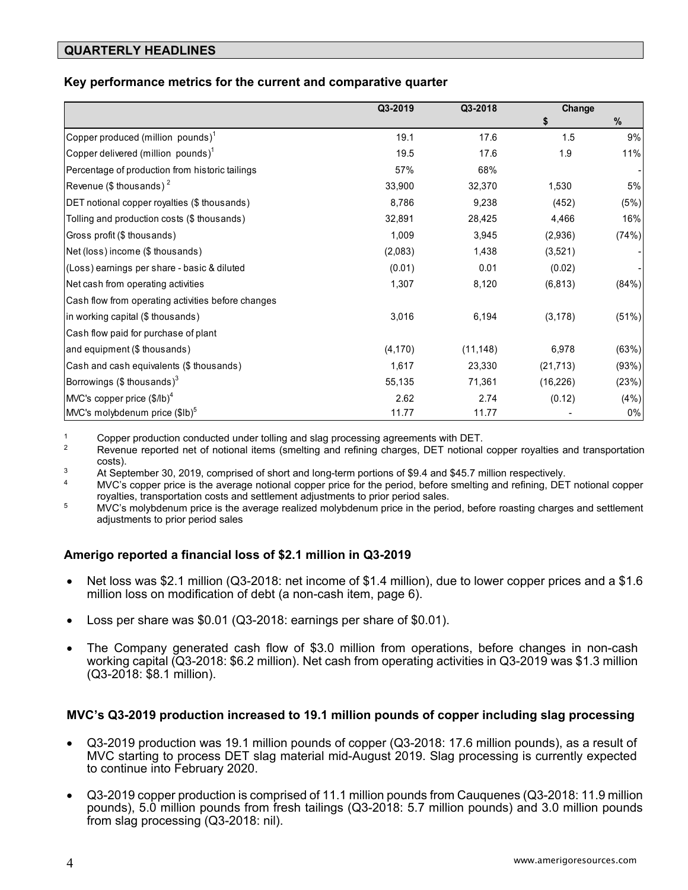## QUARTERLY HEADLINES

### Key performance metrics for the current and comparative quarter

| | Q3-2019 | Q3-2018 | Change | |
|---|---|---|---|---|
| | | | $ | % |
| Copper produced (million pounds)[1] | 19.1 | 17.6 | 1.5 | 9% |
| Copper delivered (million pounds)[1] | 19.5 | 17.6 | 1.9 | 11% |
| Percentage of production from historic tailings | 57% | 68% | | - |
| Revenue ($ thousands)[2] | 33,900 | 32,370 | 1,530 | 5% |
| DET notional copper royalties ($ thousands) | 8,786 | 9,238 | (452) | (5%) |
| Tolling and production costs ($ thousands) | 32,891 | 28,425 | 4,466 | 16% |
| Gross profit ($ thousands) | 1,009 | 3,945 | (2,936) | (74%) |
| Net (loss) income ($ thousands) | (2,083) | 1,438 | (3,521) | - |
| (Loss) earnings per share - basic & diluted | (0.01) | 0.01 | (0.02) | - |
| Net cash from operating activities | 1,307 | 8,120 | (6,813) | (84%) |
| Cash flow from operating activities before changes in working capital ($ thousands) | 3,016 | 6,194 | (3,178) | (51%) |
| Cash flow paid for purchase of plant and equipment ($ thousands) | (4,170) | (11,148) | 6,978 | (63%) |
| Cash and cash equivalents ($ thousands) | 1,617 | 23,330 | (21,713) | (93%) |
| Borrowings ($ thousands)[3] | 55,135 | 71,361 | (16,226) | (23%) |
| MVC's copper price ($/lb)[4] | 2.62 | 2.74 | (0.12) | (4%) |
| MVC's molybdenum price ($lb)[5] | 11.77 | 11.77 | - | 0% |

1 Copper production conducted under tolling and slag processing agreements with DET.

2 Revenue reported net of notional items (smelting and refining charges, DET notional copper royalties and transportation costs).

3 At September 30, 2019, comprised of short and long-term portions of $9.4 and $45.7 million respectively.

4 MVC's copper price is the average notional copper price for the period, before smelting and refining, DET notional copper royalties, transportation costs and settlement adjustments to prior period sales.

5 MVC's molybdenum price is the average realized molybdenum price in the period, before roasting charges and settlement adjustments to prior period sales

### Amerigo reported a financial loss of $2.1 million in Q3-2019

- Net loss was $2.1 million (Q3-2018: net income of $1.4 million), due to lower copper prices and a $1.6 million loss on modification of debt (a non-cash item, page 6).
- Loss per share was $0.01 (Q3-2018: earnings per share of $0.01).
- The Company generated cash flow of $3.0 million from operations, before changes in non-cash working capital (Q3-2018: $6.2 million). Net cash from operating activities in Q3-2019 was $1.3 million (Q3-2018: $8.1 million).

### MVC's Q3-2019 production increased to 19.1 million pounds of copper including slag processing

- Q3-2019 production was 19.1 million pounds of copper (Q3-2018: 17.6 million pounds), as a result of MVC starting to process DET slag material mid-August 2019. Slag processing is currently expected to continue into February 2020.
- Q3-2019 copper production is comprised of 11.1 million pounds from Cauquenes (Q3-2018: 11.9 million pounds), 5.0 million pounds from fresh tailings (Q3-2018: 5.7 million pounds) and 3.0 million pounds from slag processing (Q3-2018: nil).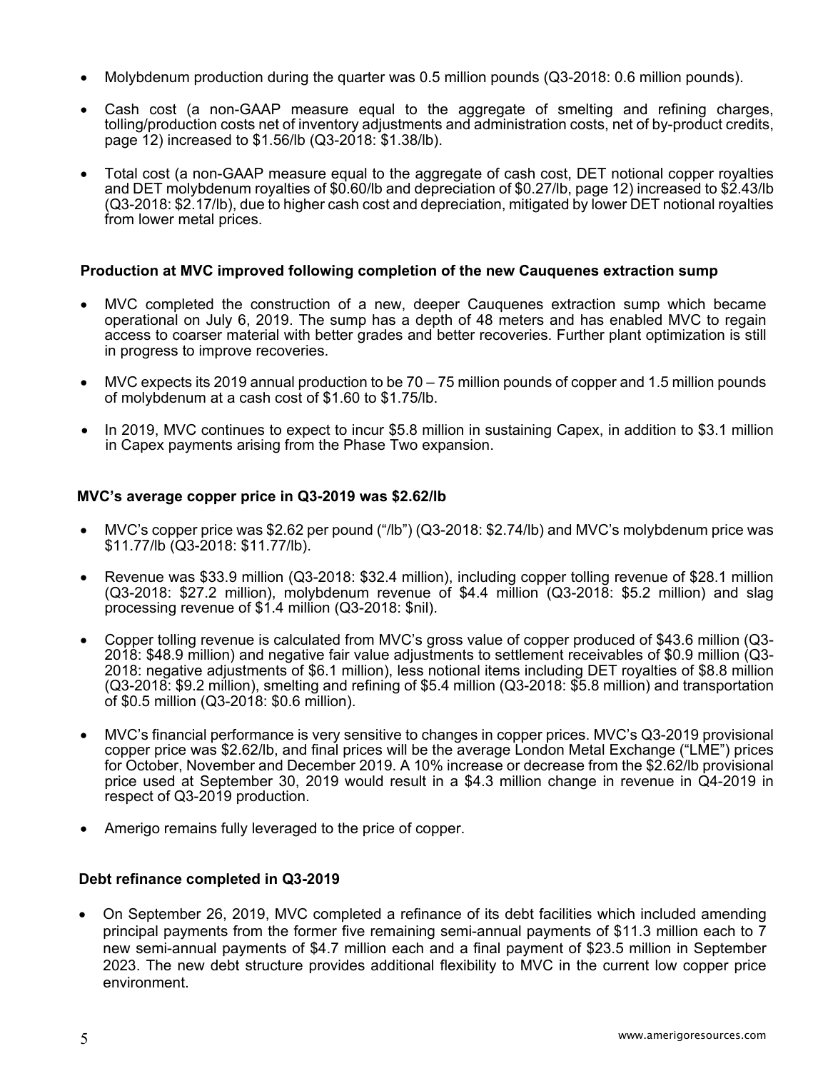- Molybdenum production during the quarter was 0.5 million pounds (Q3-2018: 0.6 million pounds).
- Cash cost (a non-GAAP measure equal to the aggregate of smelting and refining charges, tolling/production costs net of inventory adjustments and administration costs, net of by-product credits, page 12) increased to $1.56/lb (Q3-2018: $1.38/lb).
- Total cost (a non-GAAP measure equal to the aggregate of cash cost, DET notional copper royalties and DET molybdenum royalties of $0.60/lb and depreciation of $0.27/lb, page 12) increased to $2.43/lb (Q3-2018: $2.17/lb), due to higher cash cost and depreciation, mitigated by lower DET notional royalties from lower metal prices.

**Production at MVC improved following completion of the new Cauquenes extraction sump**

- MVC completed the construction of a new, deeper Cauquenes extraction sump which became operational on July 6, 2019. The sump has a depth of 48 meters and has enabled MVC to regain access to coarser material with better grades and better recoveries. Further plant optimization is still in progress to improve recoveries.
- MVC expects its 2019 annual production to be 70 – 75 million pounds of copper and 1.5 million pounds of molybdenum at a cash cost of $1.60 to $1.75/lb.
- In 2019, MVC continues to expect to incur $5.8 million in sustaining Capex, in addition to $3.1 million in Capex payments arising from the Phase Two expansion.

**MVC's average copper price in Q3-2019 was $2.62/lb**

- MVC's copper price was $2.62 per pound ("/lb") (Q3-2018: $2.74/lb) and MVC's molybdenum price was $11.77/lb (Q3-2018: $11.77/lb).
- Revenue was $33.9 million (Q3-2018: $32.4 million), including copper tolling revenue of $28.1 million (Q3-2018: $27.2 million), molybdenum revenue of $4.4 million (Q3-2018: $5.2 million) and slag processing revenue of $1.4 million (Q3-2018: $nil).
- Copper tolling revenue is calculated from MVC's gross value of copper produced of $43.6 million (Q3-2018: $48.9 million) and negative fair value adjustments to settlement receivables of $0.9 million (Q3-2018: negative adjustments of $6.1 million), less notional items including DET royalties of $8.8 million (Q3-2018: $9.2 million), smelting and refining of $5.4 million (Q3-2018: $5.8 million) and transportation of $0.5 million (Q3-2018: $0.6 million).
- MVC's financial performance is very sensitive to changes in copper prices. MVC's Q3-2019 provisional copper price was $2.62/lb, and final prices will be the average London Metal Exchange ("LME") prices for October, November and December 2019. A 10% increase or decrease from the $2.62/lb provisional price used at September 30, 2019 would result in a $4.3 million change in revenue in Q4-2019 in respect of Q3-2019 production.
- Amerigo remains fully leveraged to the price of copper.

**Debt refinance completed in Q3-2019**

- On September 26, 2019, MVC completed a refinance of its debt facilities which included amending principal payments from the former five remaining semi-annual payments of $11.3 million each to 7 new semi-annual payments of $4.7 million each and a final payment of $23.5 million in September 2023. The new debt structure provides additional flexibility to MVC in the current low copper price environment.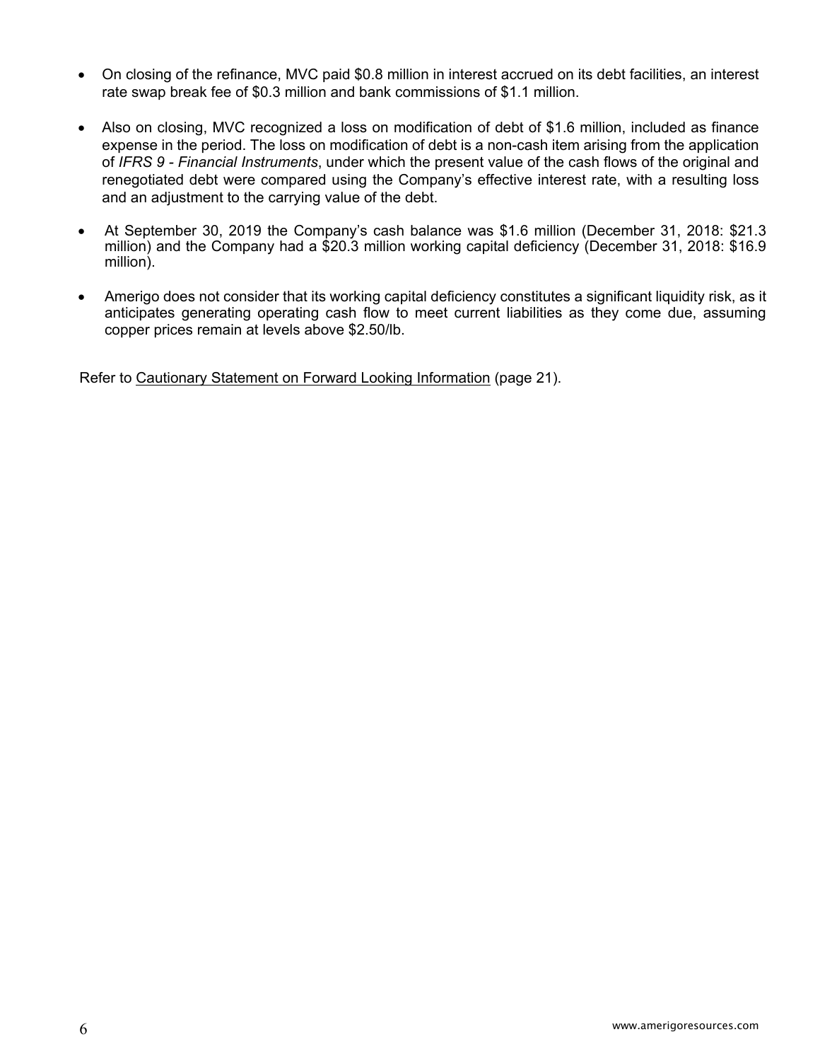- On closing of the refinance, MVC paid $0.8 million in interest accrued on its debt facilities, an interest rate swap break fee of $0.3 million and bank commissions of $1.1 million.

- Also on closing, MVC recognized a loss on modification of debt of $1.6 million, included as finance expense in the period. The loss on modification of debt is a non-cash item arising from the application of *IFRS 9 - Financial Instruments*, under which the present value of the cash flows of the original and renegotiated debt were compared using the Company's effective interest rate, with a resulting loss and an adjustment to the carrying value of the debt.

- At September 30, 2019 the Company's cash balance was $1.6 million (December 31, 2018: $21.3 million) and the Company had a $20.3 million working capital deficiency (December 31, 2018: $16.9 million).

- Amerigo does not consider that its working capital deficiency constitutes a significant liquidity risk, as it anticipates generating operating cash flow to meet current liabilities as they come due, assuming copper prices remain at levels above $2.50/lb.

Refer to Cautionary Statement on Forward Looking Information (page 21).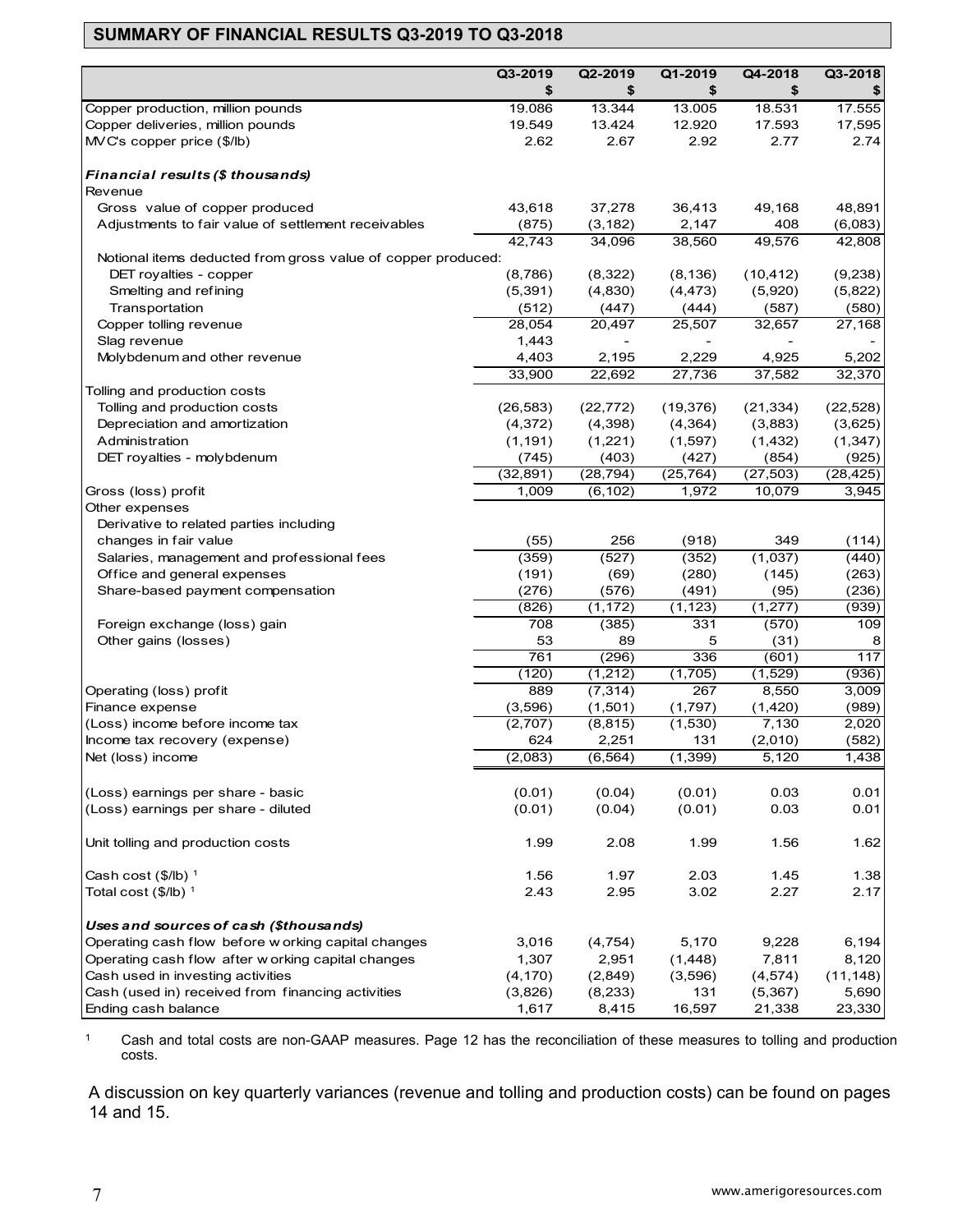## SUMMARY OF FINANCIAL RESULTS Q3-2019 TO Q3-2018

| | Q3-2019<br>$ | Q2-2019<br>$ | Q1-2019<br>$ | Q4-2018<br>$ | Q3-2018<br>$ |
|---|---|---|---|---|---|
| Copper production, million pounds | 19.086 | 13.344 | 13.005 | 18.531 | 17.555 |
| Copper deliveries, million pounds | 19.549 | 13.424 | 12.920 | 17.593 | 17,595 |
| MVC's copper price ($/lb) | 2.62 | 2.67 | 2.92 | 2.77 | 2.74 |
| ***Financial results ($ thousands)*** | | | | | |
| Revenue | | | | | |
| Gross value of copper produced | 43,618 | 37,278 | 36,413 | 49,168 | 48,891 |
| Adjustments to fair value of settlement receivables | (875) | (3,182) | 2,147 | 408 | (6,083) |
| | 42,743 | 34,096 | 38,560 | 49,576 | 42,808 |
| Notional items deducted from gross value of copper produced: | | | | | |
| DET royalties - copper | (8,786) | (8,322) | (8,136) | (10,412) | (9,238) |
| Smelting and refining | (5,391) | (4,830) | (4,473) | (5,920) | (5,822) |
| Transportation | (512) | (447) | (444) | (587) | (580) |
| Copper tolling revenue | 28,054 | 20,497 | 25,507 | 32,657 | 27,168 |
| Slag revenue | 1,443 | - | - | - | - |
| Molybdenum and other revenue | 4,403 | 2,195 | 2,229 | 4,925 | 5,202 |
| | 33,900 | 22,692 | 27,736 | 37,582 | 32,370 |
| Tolling and production costs | | | | | |
| Tolling and production costs | (26,583) | (22,772) | (19,376) | (21,334) | (22,528) |
| Depreciation and amortization | (4,372) | (4,398) | (4,364) | (3,883) | (3,625) |
| Administration | (1,191) | (1,221) | (1,597) | (1,432) | (1,347) |
| DET royalties - molybdenum | (745) | (403) | (427) | (854) | (925) |
| | (32,891) | (28,794) | (25,764) | (27,503) | (28,425) |
| Gross (loss) profit | 1,009 | (6,102) | 1,972 | 10,079 | 3,945 |
| Other expenses | | | | | |
| Derivative to related parties including changes in fair value | (55) | 256 | (918) | 349 | (114) |
| Salaries, management and professional fees | (359) | (527) | (352) | (1,037) | (440) |
| Office and general expenses | (191) | (69) | (280) | (145) | (263) |
| Share-based payment compensation | (276) | (576) | (491) | (95) | (236) |
| | (826) | (1,172) | (1,123) | (1,277) | (939) |
| Foreign exchange (loss) gain | 708 | (385) | 331 | (570) | 109 |
| Other gains (losses) | 53 | 89 | 5 | (31) | 8 |
| | 761 | (296) | 336 | (601) | 117 |
| | (120) | (1,212) | (1,705) | (1,529) | (936) |
| Operating (loss) profit | 889 | (7,314) | 267 | 8,550 | 3,009 |
| Finance expense | (3,596) | (1,501) | (1,797) | (1,420) | (989) |
| (Loss) income before income tax | (2,707) | (8,815) | (1,530) | 7,130 | 2,020 |
| Income tax recovery (expense) | 624 | 2,251 | 131 | (2,010) | (582) |
| Net (loss) income | (2,083) | (6,564) | (1,399) | 5,120 | 1,438 |
| (Loss) earnings per share - basic | (0.01) | (0.04) | (0.01) | 0.03 | 0.01 |
| (Loss) earnings per share - diluted | (0.01) | (0.04) | (0.01) | 0.03 | 0.01 |
| Unit tolling and production costs | 1.99 | 2.08 | 1.99 | 1.56 | 1.62 |
| Cash cost ($/lb) [1] | 1.56 | 1.97 | 2.03 | 1.45 | 1.38 |
| Total cost ($/lb) [1] | 2.43 | 2.95 | 3.02 | 2.27 | 2.17 |
| ***Uses and sources of cash ($thousands)*** | | | | | |
| Operating cash flow before working capital changes | 3,016 | (4,754) | 5,170 | 9,228 | 6,194 |
| Operating cash flow after working capital changes | 1,307 | 2,951 | (1,448) | 7,811 | 8,120 |
| Cash used in investing activities | (4,170) | (2,849) | (3,596) | (4,574) | (11,148) |
| Cash (used in) received from financing activities | (3,826) | (8,233) | 131 | (5,367) | 5,690 |
| Ending cash balance | 1,617 | 8,415 | 16,597 | 21,338 | 23,330 |

[1] Cash and total costs are non-GAAP measures. Page 12 has the reconciliation of these measures to tolling and production costs.

A discussion on key quarterly variances (revenue and tolling and production costs) can be found on pages 14 and 15.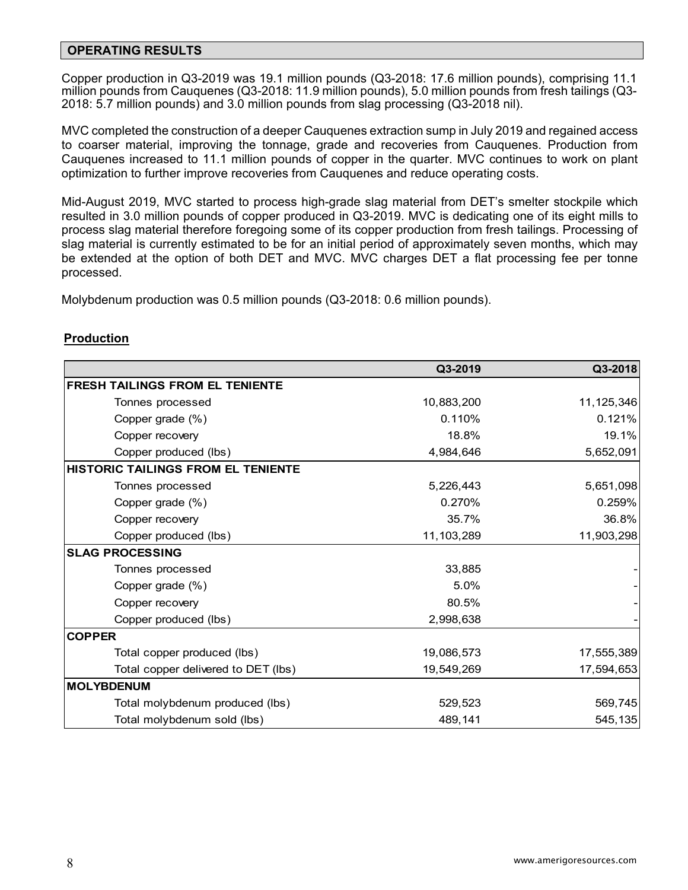## OPERATING RESULTS

Copper production in Q3-2019 was 19.1 million pounds (Q3-2018: 17.6 million pounds), comprising 11.1 million pounds from Cauquenes (Q3-2018: 11.9 million pounds), 5.0 million pounds from fresh tailings (Q3-2018: 5.7 million pounds) and 3.0 million pounds from slag processing (Q3-2018 nil).

MVC completed the construction of a deeper Cauquenes extraction sump in July 2019 and regained access to coarser material, improving the tonnage, grade and recoveries from Cauquenes. Production from Cauquenes increased to 11.1 million pounds of copper in the quarter. MVC continues to work on plant optimization to further improve recoveries from Cauquenes and reduce operating costs.

Mid-August 2019, MVC started to process high-grade slag material from DET's smelter stockpile which resulted in 3.0 million pounds of copper produced in Q3-2019. MVC is dedicating one of its eight mills to process slag material therefore foregoing some of its copper production from fresh tailings. Processing of slag material is currently estimated to be for an initial period of approximately seven months, which may be extended at the option of both DET and MVC. MVC charges DET a flat processing fee per tonne processed.

Molybdenum production was 0.5 million pounds (Q3-2018: 0.6 million pounds).

**Production**

| | Q3-2019 | Q3-2018 |
|---|---|---|
| **FRESH TAILINGS FROM EL TENIENTE** | | |
| Tonnes processed | 10,883,200 | 11,125,346 |
| Copper grade (%) | 0.110% | 0.121% |
| Copper recovery | 18.8% | 19.1% |
| Copper produced (lbs) | 4,984,646 | 5,652,091 |
| **HISTORIC TAILINGS FROM EL TENIENTE** | | |
| Tonnes processed | 5,226,443 | 5,651,098 |
| Copper grade (%) | 0.270% | 0.259% |
| Copper recovery | 35.7% | 36.8% |
| Copper produced (lbs) | 11,103,289 | 11,903,298 |
| **SLAG PROCESSING** | | |
| Tonnes processed | 33,885 | - |
| Copper grade (%) | 5.0% | - |
| Copper recovery | 80.5% | - |
| Copper produced (lbs) | 2,998,638 | - |
| **COPPER** | | |
| Total copper produced (lbs) | 19,086,573 | 17,555,389 |
| Total copper delivered to DET (lbs) | 19,549,269 | 17,594,653 |
| **MOLYBDENUM** | | |
| Total molybdenum produced (lbs) | 529,523 | 569,745 |
| Total molybdenum sold (lbs) | 489,141 | 545,135 |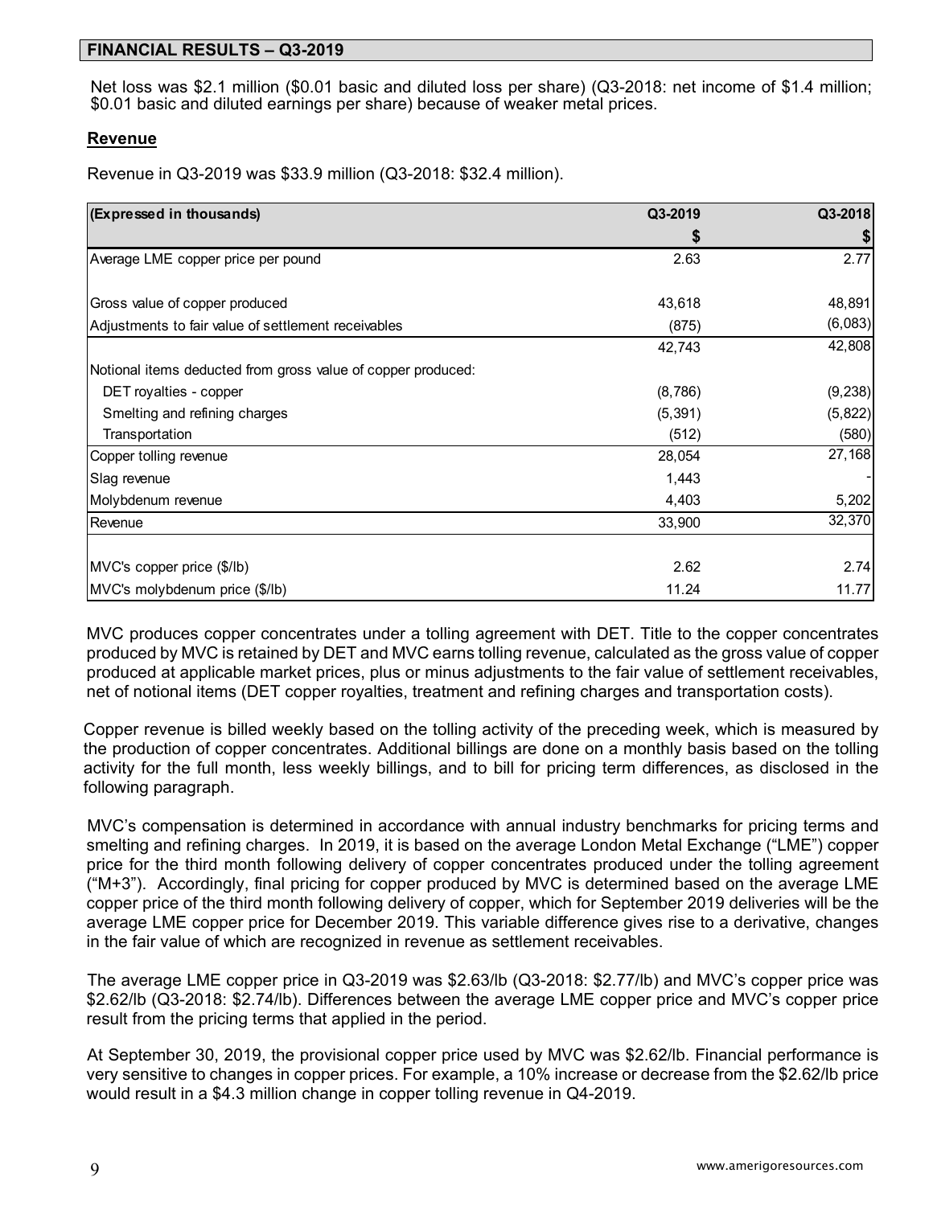## FINANCIAL RESULTS – Q3-2019

Net loss was $2.1 million ($0.01 basic and diluted loss per share) (Q3-2018: net income of $1.4 million; $0.01 basic and diluted earnings per share) because of weaker metal prices.

### Revenue

Revenue in Q3-2019 was $33.9 million (Q3-2018: $32.4 million).

| (Expressed in thousands) | Q3-2019 | Q3-2018 |
|---|---|---|
| | $ | $ |
| Average LME copper price per pound | 2.63 | 2.77 |
| | | |
| Gross value of copper produced | 43,618 | 48,891 |
| Adjustments to fair value of settlement receivables | (875) | (6,083) |
| | 42,743 | 42,808 |
| Notional items deducted from gross value of copper produced: | | |
| DET royalties - copper | (8,786) | (9,238) |
| Smelting and refining charges | (5,391) | (5,822) |
| Transportation | (512) | (580) |
| Copper tolling revenue | 28,054 | 27,168 |
| Slag revenue | 1,443 | - |
| Molybdenum revenue | 4,403 | 5,202 |
| Revenue | 33,900 | 32,370 |
| | | |
| MVC's copper price ($/lb) | 2.62 | 2.74 |
| MVC's molybdenum price ($/lb) | 11.24 | 11.77 |

MVC produces copper concentrates under a tolling agreement with DET. Title to the copper concentrates produced by MVC is retained by DET and MVC earns tolling revenue, calculated as the gross value of copper produced at applicable market prices, plus or minus adjustments to the fair value of settlement receivables, net of notional items (DET copper royalties, treatment and refining charges and transportation costs).

Copper revenue is billed weekly based on the tolling activity of the preceding week, which is measured by the production of copper concentrates. Additional billings are done on a monthly basis based on the tolling activity for the full month, less weekly billings, and to bill for pricing term differences, as disclosed in the following paragraph.

MVC's compensation is determined in accordance with annual industry benchmarks for pricing terms and smelting and refining charges. In 2019, it is based on the average London Metal Exchange ("LME") copper price for the third month following delivery of copper concentrates produced under the tolling agreement ("M+3"). Accordingly, final pricing for copper produced by MVC is determined based on the average LME copper price of the third month following delivery of copper, which for September 2019 deliveries will be the average LME copper price for December 2019. This variable difference gives rise to a derivative, changes in the fair value of which are recognized in revenue as settlement receivables.

The average LME copper price in Q3-2019 was $2.63/lb (Q3-2018: $2.77/lb) and MVC's copper price was $2.62/lb (Q3-2018: $2.74/lb). Differences between the average LME copper price and MVC's copper price result from the pricing terms that applied in the period.

At September 30, 2019, the provisional copper price used by MVC was $2.62/lb. Financial performance is very sensitive to changes in copper prices. For example, a 10% increase or decrease from the $2.62/lb price would result in a $4.3 million change in copper tolling revenue in Q4-2019.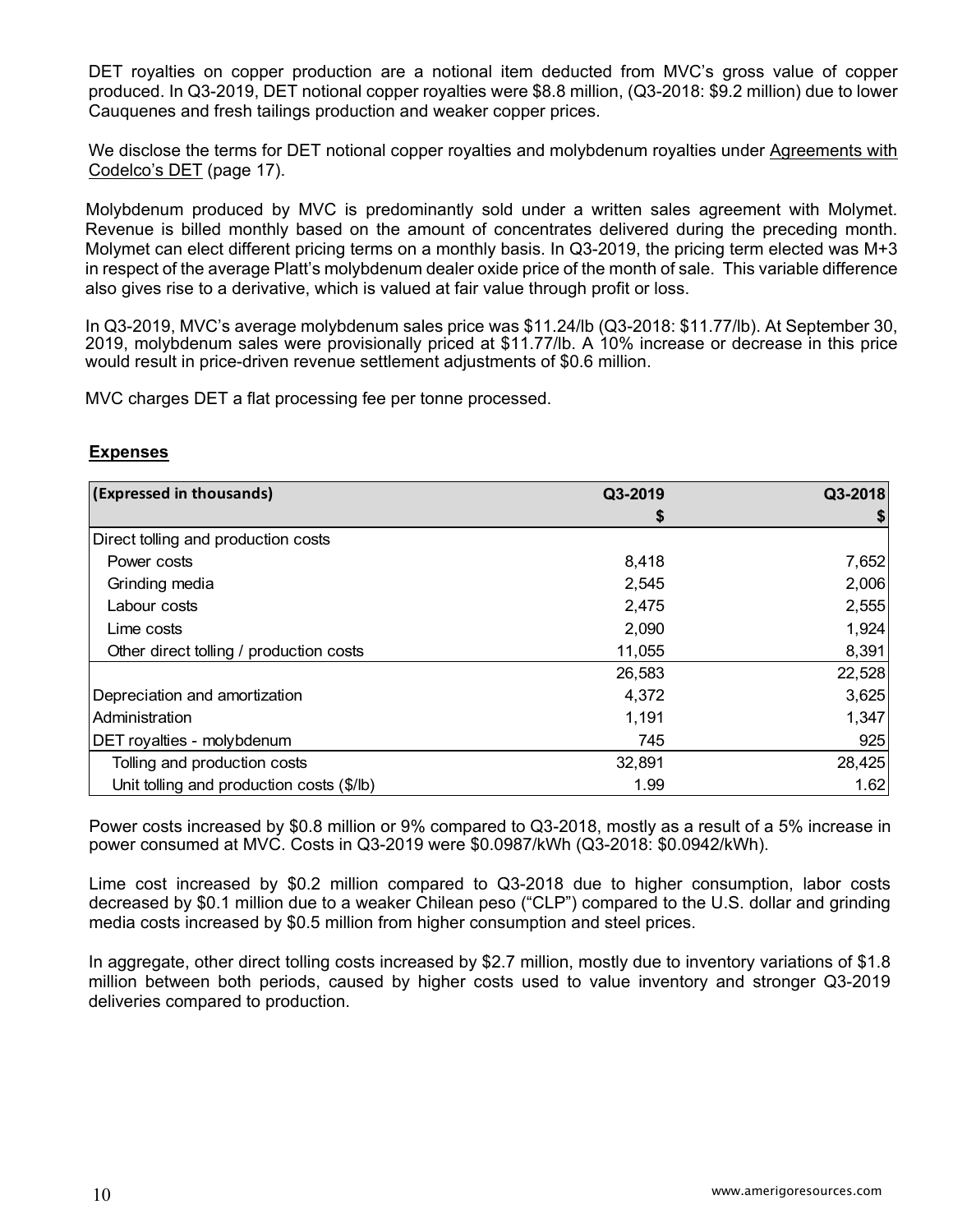DET royalties on copper production are a notional item deducted from MVC's gross value of copper produced. In Q3-2019, DET notional copper royalties were $8.8 million, (Q3-2018: $9.2 million) due to lower Cauquenes and fresh tailings production and weaker copper prices.

We disclose the terms for DET notional copper royalties and molybdenum royalties under Agreements with Codelco's DET (page 17).

Molybdenum produced by MVC is predominantly sold under a written sales agreement with Molymet. Revenue is billed monthly based on the amount of concentrates delivered during the preceding month. Molymet can elect different pricing terms on a monthly basis. In Q3-2019, the pricing term elected was M+3 in respect of the average Platt's molybdenum dealer oxide price of the month of sale. This variable difference also gives rise to a derivative, which is valued at fair value through profit or loss.

In Q3-2019, MVC's average molybdenum sales price was $11.24/lb (Q3-2018: $11.77/lb). At September 30, 2019, molybdenum sales were provisionally priced at $11.77/lb. A 10% increase or decrease in this price would result in price-driven revenue settlement adjustments of $0.6 million.

MVC charges DET a flat processing fee per tonne processed.

## Expenses

| (Expressed in thousands) | Q3-2019 | Q3-2018 |
|---|---|---|
| | $ | $ |
| Direct tolling and production costs | | |
| Power costs | 8,418 | 7,652 |
| Grinding media | 2,545 | 2,006 |
| Labour costs | 2,475 | 2,555 |
| Lime costs | 2,090 | 1,924 |
| Other direct tolling / production costs | 11,055 | 8,391 |
| | 26,583 | 22,528 |
| Depreciation and amortization | 4,372 | 3,625 |
| Administration | 1,191 | 1,347 |
| DET royalties - molybdenum | 745 | 925 |
| Tolling and production costs | 32,891 | 28,425 |
| Unit tolling and production costs ($/lb) | 1.99 | 1.62 |

Power costs increased by $0.8 million or 9% compared to Q3-2018, mostly as a result of a 5% increase in power consumed at MVC. Costs in Q3-2019 were $0.0987/kWh (Q3-2018: $0.0942/kWh).

Lime cost increased by $0.2 million compared to Q3-2018 due to higher consumption, labor costs decreased by $0.1 million due to a weaker Chilean peso ("CLP") compared to the U.S. dollar and grinding media costs increased by $0.5 million from higher consumption and steel prices.

In aggregate, other direct tolling costs increased by $2.7 million, mostly due to inventory variations of $1.8 million between both periods, caused by higher costs used to value inventory and stronger Q3-2019 deliveries compared to production.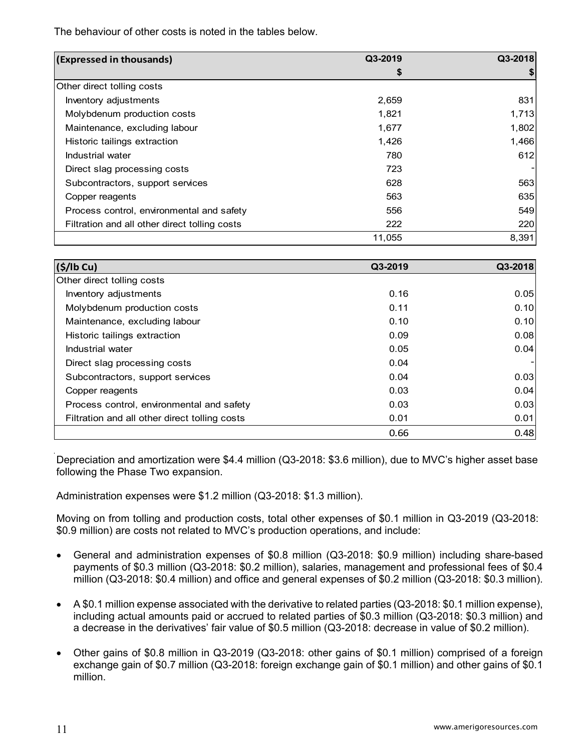The behaviour of other costs is noted in the tables below.

| (Expressed in thousands) | Q3-2019 | Q3-2018 |
|---|---|---|
| | $ | $ |
| Other direct tolling costs | | |
| Inventory adjustments | 2,659 | 831 |
| Molybdenum production costs | 1,821 | 1,713 |
| Maintenance, excluding labour | 1,677 | 1,802 |
| Historic tailings extraction | 1,426 | 1,466 |
| Industrial water | 780 | 612 |
| Direct slag processing costs | 723 | - |
| Subcontractors, support services | 628 | 563 |
| Copper reagents | 563 | 635 |
| Process control, environmental and safety | 556 | 549 |
| Filtration and all other direct tolling costs | 222 | 220 |
| | 11,055 | 8,391 |

| ($/lb Cu) | Q3-2019 | Q3-2018 |
|---|---|---|
| Other direct tolling costs | | |
| Inventory adjustments | 0.16 | 0.05 |
| Molybdenum production costs | 0.11 | 0.10 |
| Maintenance, excluding labour | 0.10 | 0.10 |
| Historic tailings extraction | 0.09 | 0.08 |
| Industrial water | 0.05 | 0.04 |
| Direct slag processing costs | 0.04 | - |
| Subcontractors, support services | 0.04 | 0.03 |
| Copper reagents | 0.03 | 0.04 |
| Process control, environmental and safety | 0.03 | 0.03 |
| Filtration and all other direct tolling costs | 0.01 | 0.01 |
| | 0.66 | 0.48 |

Depreciation and amortization were $4.4 million (Q3-2018: $3.6 million), due to MVC's higher asset base following the Phase Two expansion.

Administration expenses were $1.2 million (Q3-2018: $1.3 million).

Moving on from tolling and production costs, total other expenses of $0.1 million in Q3-2019 (Q3-2018: $0.9 million) are costs not related to MVC's production operations, and include:

- General and administration expenses of $0.8 million (Q3-2018: $0.9 million) including share-based payments of $0.3 million (Q3-2018: $0.2 million), salaries, management and professional fees of $0.4 million (Q3-2018: $0.4 million) and office and general expenses of $0.2 million (Q3-2018: $0.3 million).

- A $0.1 million expense associated with the derivative to related parties (Q3-2018: $0.1 million expense), including actual amounts paid or accrued to related parties of $0.3 million (Q3-2018: $0.3 million) and a decrease in the derivatives' fair value of $0.5 million (Q3-2018: decrease in value of $0.2 million).

- Other gains of $0.8 million in Q3-2019 (Q3-2018: other gains of $0.1 million) comprised of a foreign exchange gain of $0.7 million (Q3-2018: foreign exchange gain of $0.1 million) and other gains of $0.1 million.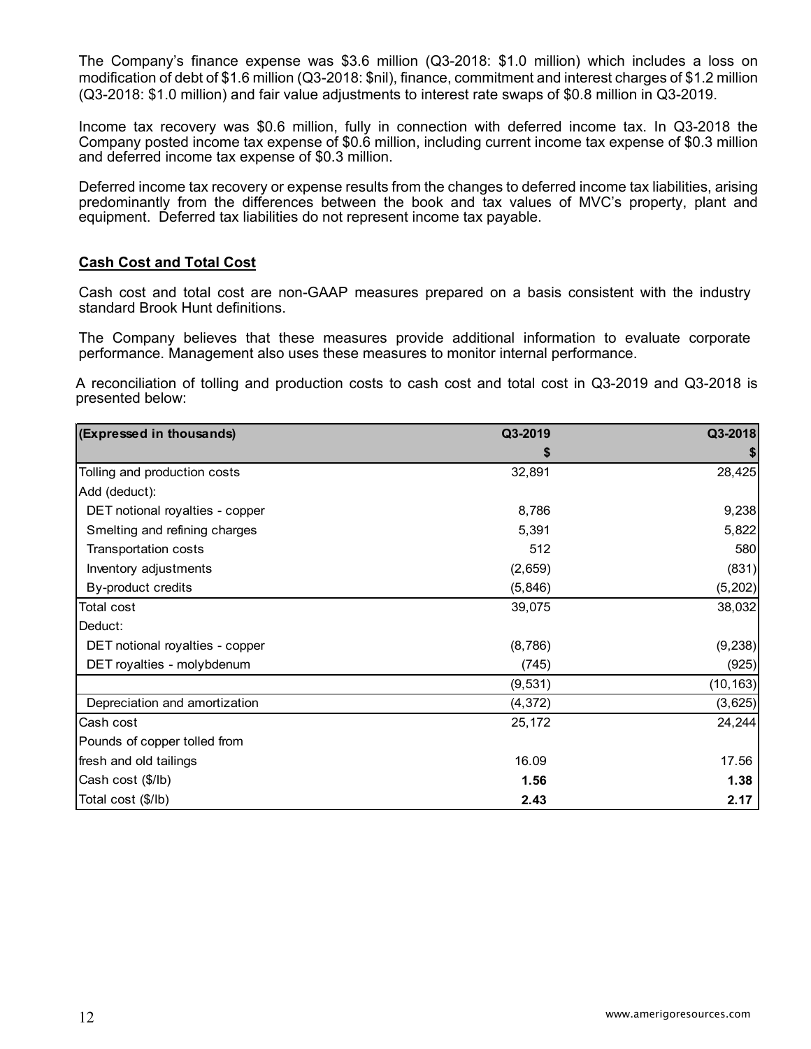The Company's finance expense was \$3.6 million (Q3-2018: \$1.0 million) which includes a loss on modification of debt of \$1.6 million (Q3-2018: \$nil), finance, commitment and interest charges of \$1.2 million (Q3-2018: \$1.0 million) and fair value adjustments to interest rate swaps of \$0.8 million in Q3-2019.

Income tax recovery was \$0.6 million, fully in connection with deferred income tax. In Q3-2018 the Company posted income tax expense of \$0.6 million, including current income tax expense of \$0.3 million and deferred income tax expense of \$0.3 million.

Deferred income tax recovery or expense results from the changes to deferred income tax liabilities, arising predominantly from the differences between the book and tax values of MVC's property, plant and equipment. Deferred tax liabilities do not represent income tax payable.

**Cash Cost and Total Cost**

Cash cost and total cost are non-GAAP measures prepared on a basis consistent with the industry standard Brook Hunt definitions.

The Company believes that these measures provide additional information to evaluate corporate performance. Management also uses these measures to monitor internal performance.

A reconciliation of tolling and production costs to cash cost and total cost in Q3-2019 and Q3-2018 is presented below:

| (Expressed in thousands) | Q3-2019 | Q3-2018 |
|---|---|---|
| | $ | $ |
| Tolling and production costs | 32,891 | 28,425 |
| Add (deduct): | | |
| DET notional royalties - copper | 8,786 | 9,238 |
| Smelting and refining charges | 5,391 | 5,822 |
| Transportation costs | 512 | 580 |
| Inventory adjustments | (2,659) | (831) |
| By-product credits | (5,846) | (5,202) |
| Total cost | 39,075 | 38,032 |
| Deduct: | | |
| DET notional royalties - copper | (8,786) | (9,238) |
| DET royalties - molybdenum | (745) | (925) |
| | (9,531) | (10,163) |
| Depreciation and amortization | (4,372) | (3,625) |
| Cash cost | 25,172 | 24,244 |
| Pounds of copper tolled from | | |
| fresh and old tailings | 16.09 | 17.56 |
| Cash cost ($/lb) | **1.56** | **1.38** |
| Total cost ($/lb) | **2.43** | **2.17** |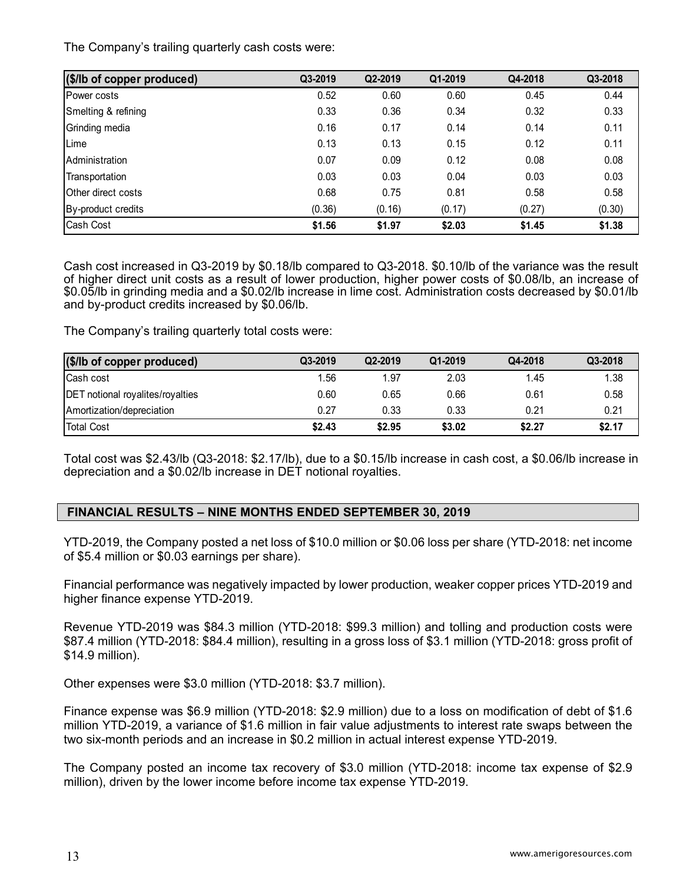The Company's trailing quarterly cash costs were:

| ($/lb of copper produced) | Q3-2019 | Q2-2019 | Q1-2019 | Q4-2018 | Q3-2018 |
|---|---|---|---|---|---|
| Power costs | 0.52 | 0.60 | 0.60 | 0.45 | 0.44 |
| Smelting & refining | 0.33 | 0.36 | 0.34 | 0.32 | 0.33 |
| Grinding media | 0.16 | 0.17 | 0.14 | 0.14 | 0.11 |
| Lime | 0.13 | 0.13 | 0.15 | 0.12 | 0.11 |
| Administration | 0.07 | 0.09 | 0.12 | 0.08 | 0.08 |
| Transportation | 0.03 | 0.03 | 0.04 | 0.03 | 0.03 |
| Other direct costs | 0.68 | 0.75 | 0.81 | 0.58 | 0.58 |
| By-product credits | (0.36) | (0.16) | (0.17) | (0.27) | (0.30) |
| Cash Cost | **$1.56** | **$1.97** | **$2.03** | **$1.45** | **$1.38** |

Cash cost increased in Q3-2019 by $0.18/lb compared to Q3-2018. $0.10/lb of the variance was the result of higher direct unit costs as a result of lower production, higher power costs of $0.08/lb, an increase of $0.05/lb in grinding media and a $0.02/lb increase in lime cost. Administration costs decreased by $0.01/lb and by-product credits increased by $0.06/lb.

The Company's trailing quarterly total costs were:

| ($/lb of copper produced) | Q3-2019 | Q2-2019 | Q1-2019 | Q4-2018 | Q3-2018 |
|---|---|---|---|---|---|
| Cash cost | 1.56 | 1.97 | 2.03 | 1.45 | 1.38 |
| DET notional royalites/royalties | 0.60 | 0.65 | 0.66 | 0.61 | 0.58 |
| Amortization/depreciation | 0.27 | 0.33 | 0.33 | 0.21 | 0.21 |
| Total Cost | **$2.43** | **$2.95** | **$3.02** | **$2.27** | **$2.17** |

Total cost was $2.43/lb (Q3-2018: $2.17/lb), due to a $0.15/lb increase in cash cost, a $0.06/lb increase in depreciation and a $0.02/lb increase in DET notional royalties.

## FINANCIAL RESULTS – NINE MONTHS ENDED SEPTEMBER 30, 2019

YTD-2019, the Company posted a net loss of $10.0 million or $0.06 loss per share (YTD-2018: net income of $5.4 million or $0.03 earnings per share).

Financial performance was negatively impacted by lower production, weaker copper prices YTD-2019 and higher finance expense YTD-2019.

Revenue YTD-2019 was $84.3 million (YTD-2018: $99.3 million) and tolling and production costs were $87.4 million (YTD-2018: $84.4 million), resulting in a gross loss of $3.1 million (YTD-2018: gross profit of $14.9 million).

Other expenses were $3.0 million (YTD-2018: $3.7 million).

Finance expense was $6.9 million (YTD-2018: $2.9 million) due to a loss on modification of debt of $1.6 million YTD-2019, a variance of $1.6 million in fair value adjustments to interest rate swaps between the two six-month periods and an increase in $0.2 million in actual interest expense YTD-2019.

The Company posted an income tax recovery of $3.0 million (YTD-2018: income tax expense of $2.9 million), driven by the lower income before income tax expense YTD-2019.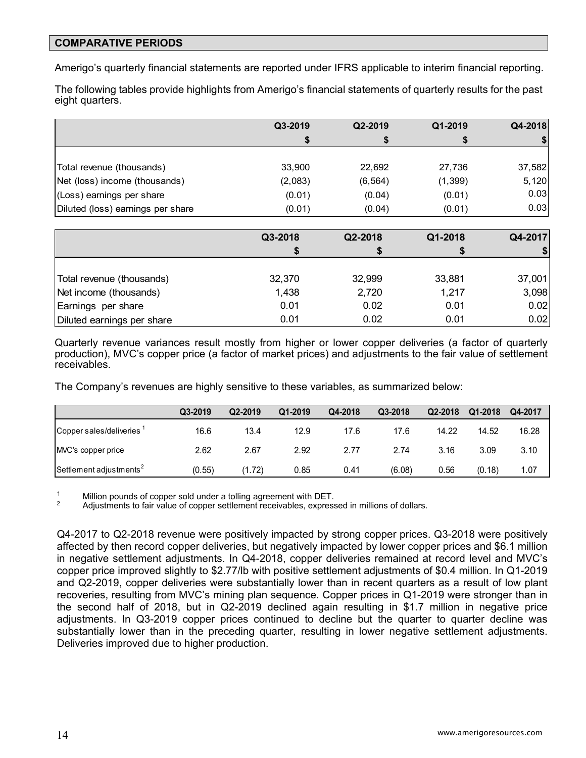## COMPARATIVE PERIODS

Amerigo's quarterly financial statements are reported under IFRS applicable to interim financial reporting.

The following tables provide highlights from Amerigo's financial statements of quarterly results for the past eight quarters.

| | Q3-2019 | Q2-2019 | Q1-2019 | Q4-2018 |
|---|---|---|---|---|
| | $ | $ | $ | $ |
| Total revenue (thousands) | 33,900 | 22,692 | 27,736 | 37,582 |
| Net (loss) income (thousands) | (2,083) | (6,564) | (1,399) | 5,120 |
| (Loss) earnings per share | (0.01) | (0.04) | (0.01) | 0.03 |
| Diluted (loss) earnings per share | (0.01) | (0.04) | (0.01) | 0.03 |

| | Q3-2018 | Q2-2018 | Q1-2018 | Q4-2017 |
|---|---|---|---|---|
| | $ | $ | $ | $ |
| Total revenue (thousands) | 32,370 | 32,999 | 33,881 | 37,001 |
| Net income (thousands) | 1,438 | 2,720 | 1,217 | 3,098 |
| Earnings per share | 0.01 | 0.02 | 0.01 | 0.02 |
| Diluted earnings per share | 0.01 | 0.02 | 0.01 | 0.02 |

Quarterly revenue variances result mostly from higher or lower copper deliveries (a factor of quarterly production), MVC's copper price (a factor of market prices) and adjustments to the fair value of settlement receivables.

The Company's revenues are highly sensitive to these variables, as summarized below:

| | Q3-2019 | Q2-2019 | Q1-2019 | Q4-2018 | Q3-2018 | Q2-2018 | Q1-2018 | Q4-2017 |
|---|---|---|---|---|---|---|---|---|
| Copper sales/deliveries [1] | 16.6 | 13.4 | 12.9 | 17.6 | 17.6 | 14.22 | 14.52 | 16.28 |
| MVC's copper price | 2.62 | 2.67 | 2.92 | 2.77 | 2.74 | 3.16 | 3.09 | 3.10 |
| Settlement adjustments [2] | (0.55) | (1.72) | 0.85 | 0.41 | (6.08) | 0.56 | (0.18) | 1.07 |

[1] Million pounds of copper sold under a tolling agreement with DET.
[2] Adjustments to fair value of copper settlement receivables, expressed in millions of dollars.

Q4-2017 to Q2-2018 revenue were positively impacted by strong copper prices. Q3-2018 were positively affected by then record copper deliveries, but negatively impacted by lower copper prices and $6.1 million in negative settlement adjustments. In Q4-2018, copper deliveries remained at record level and MVC's copper price improved slightly to $2.77/lb with positive settlement adjustments of $0.4 million. In Q1-2019 and Q2-2019, copper deliveries were substantially lower than in recent quarters as a result of low plant recoveries, resulting from MVC's mining plan sequence. Copper prices in Q1-2019 were stronger than in the second half of 2018, but in Q2-2019 declined again resulting in $1.7 million in negative price adjustments. In Q3-2019 copper prices continued to decline but the quarter to quarter decline was substantially lower than in the preceding quarter, resulting in lower negative settlement adjustments. Deliveries improved due to higher production.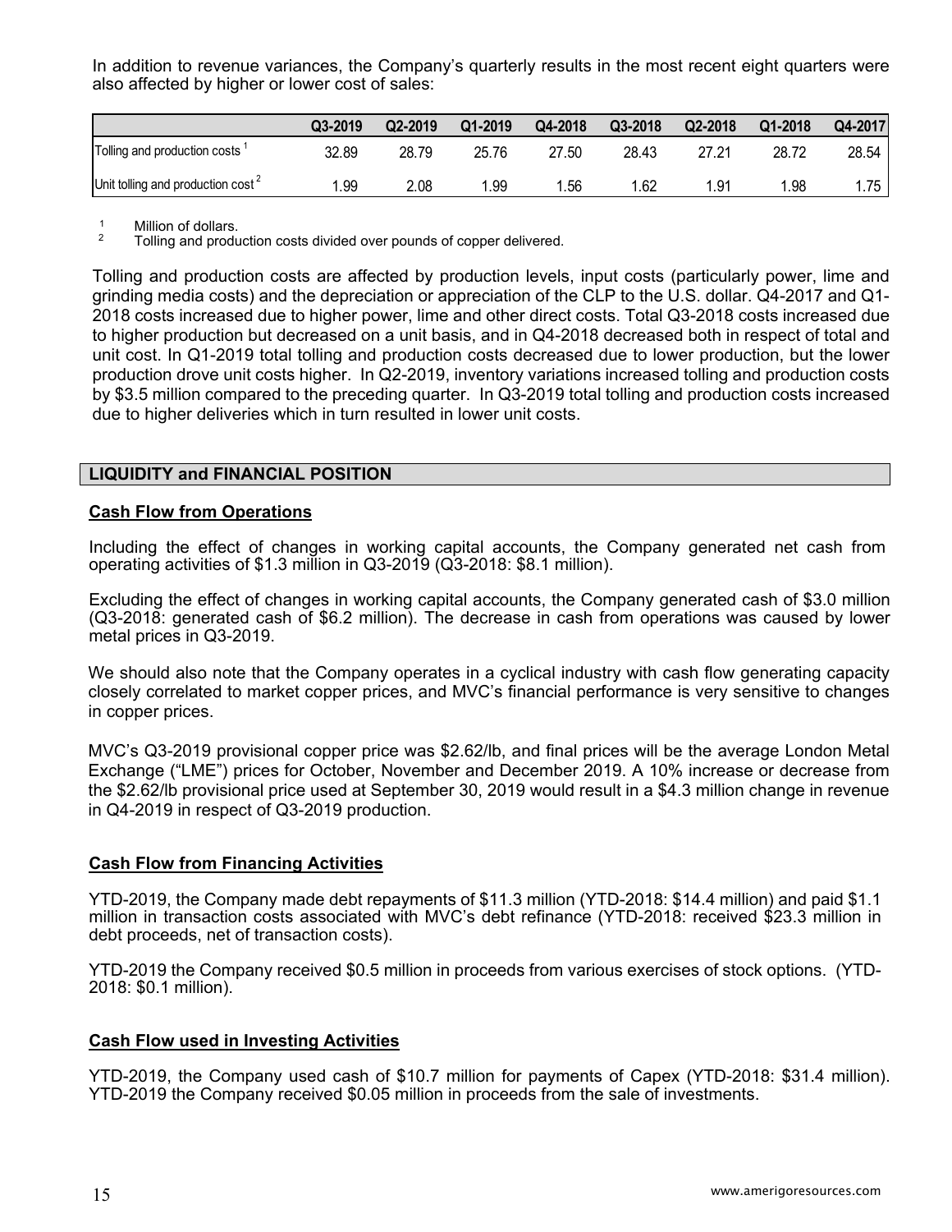In addition to revenue variances, the Company's quarterly results in the most recent eight quarters were also affected by higher or lower cost of sales:

| | Q3-2019 | Q2-2019 | Q1-2019 | Q4-2018 | Q3-2018 | Q2-2018 | Q1-2018 | Q4-2017 |
|---|---|---|---|---|---|---|---|---|
| Tolling and production costs [1] | 32.89 | 28.79 | 25.76 | 27.50 | 28.43 | 27.21 | 28.72 | 28.54 |
| Unit tolling and production cost [2] | 1.99 | 2.08 | 1.99 | 1.56 | 1.62 | 1.91 | 1.98 | 1.75 |

[1] Million of dollars.
[2] Tolling and production costs divided over pounds of copper delivered.

Tolling and production costs are affected by production levels, input costs (particularly power, lime and grinding media costs) and the depreciation or appreciation of the CLP to the U.S. dollar. Q4-2017 and Q1-2018 costs increased due to higher power, lime and other direct costs. Total Q3-2018 costs increased due to higher production but decreased on a unit basis, and in Q4-2018 decreased both in respect of total and unit cost. In Q1-2019 total tolling and production costs decreased due to lower production, but the lower production drove unit costs higher. In Q2-2019, inventory variations increased tolling and production costs by $3.5 million compared to the preceding quarter. In Q3-2019 total tolling and production costs increased due to higher deliveries which in turn resulted in lower unit costs.

## LIQUIDITY and FINANCIAL POSITION

### Cash Flow from Operations

Including the effect of changes in working capital accounts, the Company generated net cash from operating activities of $1.3 million in Q3-2019 (Q3-2018: $8.1 million).

Excluding the effect of changes in working capital accounts, the Company generated cash of $3.0 million (Q3-2018: generated cash of $6.2 million). The decrease in cash from operations was caused by lower metal prices in Q3-2019.

We should also note that the Company operates in a cyclical industry with cash flow generating capacity closely correlated to market copper prices, and MVC's financial performance is very sensitive to changes in copper prices.

MVC's Q3-2019 provisional copper price was $2.62/lb, and final prices will be the average London Metal Exchange ("LME") prices for October, November and December 2019. A 10% increase or decrease from the $2.62/lb provisional price used at September 30, 2019 would result in a $4.3 million change in revenue in Q4-2019 in respect of Q3-2019 production.

### Cash Flow from Financing Activities

YTD-2019, the Company made debt repayments of $11.3 million (YTD-2018: $14.4 million) and paid $1.1 million in transaction costs associated with MVC's debt refinance (YTD-2018: received $23.3 million in debt proceeds, net of transaction costs).

YTD-2019 the Company received $0.5 million in proceeds from various exercises of stock options. (YTD-2018: $0.1 million).

### Cash Flow used in Investing Activities

YTD-2019, the Company used cash of $10.7 million for payments of Capex (YTD-2018: $31.4 million). YTD-2019 the Company received $0.05 million in proceeds from the sale of investments.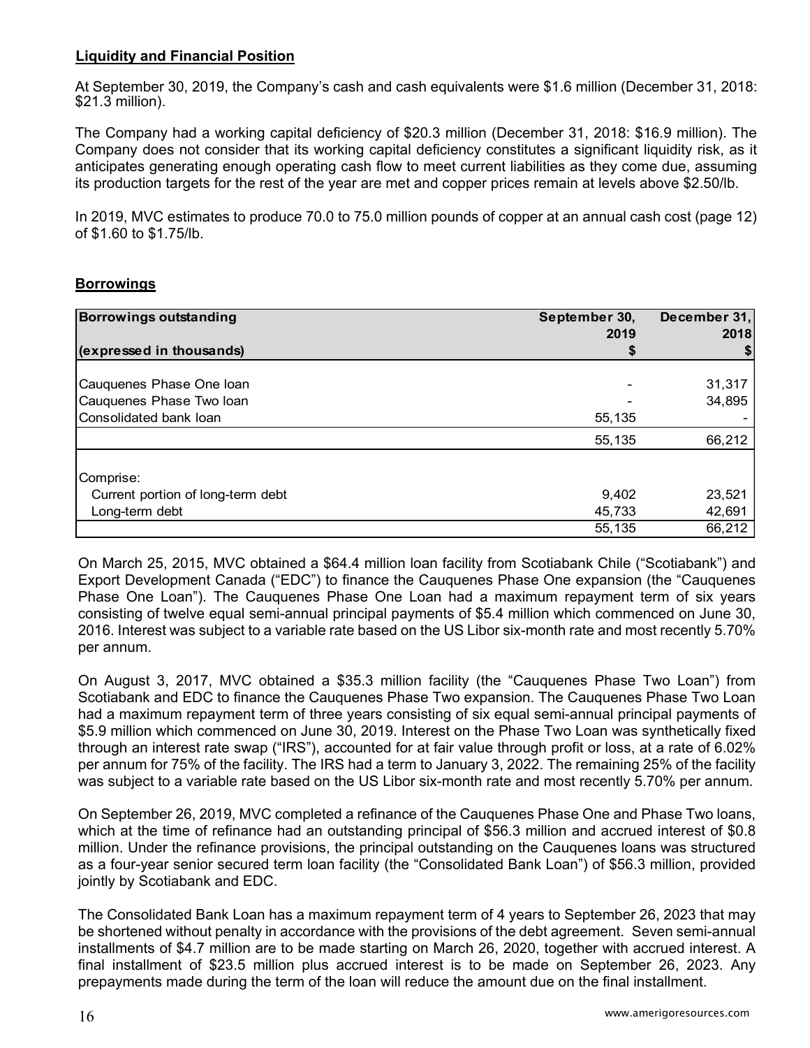## Liquidity and Financial Position

At September 30, 2019, the Company's cash and cash equivalents were $1.6 million (December 31, 2018: $21.3 million).

The Company had a working capital deficiency of $20.3 million (December 31, 2018: $16.9 million). The Company does not consider that its working capital deficiency constitutes a significant liquidity risk, as it anticipates generating enough operating cash flow to meet current liabilities as they come due, assuming its production targets for the rest of the year are met and copper prices remain at levels above $2.50/lb.

In 2019, MVC estimates to produce 70.0 to 75.0 million pounds of copper at an annual cash cost (page 12) of $1.60 to $1.75/lb.

## Borrowings

| Borrowings outstanding<br>(expressed in thousands) | September 30, 2019<br>$ | December 31, 2018<br>$ |
|---|---|---|
| Cauquenes Phase One loan | - | 31,317 |
| Cauquenes Phase Two loan | - | 34,895 |
| Consolidated bank loan | 55,135 | - |
| | 55,135 | 66,212 |
| Comprise: | | |
| Current portion of long-term debt | 9,402 | 23,521 |
| Long-term debt | 45,733 | 42,691 |
| | 55,135 | 66,212 |

On March 25, 2015, MVC obtained a $64.4 million loan facility from Scotiabank Chile ("Scotiabank") and Export Development Canada ("EDC") to finance the Cauquenes Phase One expansion (the "Cauquenes Phase One Loan"). The Cauquenes Phase One Loan had a maximum repayment term of six years consisting of twelve equal semi-annual principal payments of $5.4 million which commenced on June 30, 2016. Interest was subject to a variable rate based on the US Libor six-month rate and most recently 5.70% per annum.

On August 3, 2017, MVC obtained a $35.3 million facility (the "Cauquenes Phase Two Loan") from Scotiabank and EDC to finance the Cauquenes Phase Two expansion. The Cauquenes Phase Two Loan had a maximum repayment term of three years consisting of six equal semi-annual principal payments of $5.9 million which commenced on June 30, 2019. Interest on the Phase Two Loan was synthetically fixed through an interest rate swap ("IRS"), accounted for at fair value through profit or loss, at a rate of 6.02% per annum for 75% of the facility. The IRS had a term to January 3, 2022. The remaining 25% of the facility was subject to a variable rate based on the US Libor six-month rate and most recently 5.70% per annum.

On September 26, 2019, MVC completed a refinance of the Cauquenes Phase One and Phase Two loans, which at the time of refinance had an outstanding principal of $56.3 million and accrued interest of $0.8 million. Under the refinance provisions, the principal outstanding on the Cauquenes loans was structured as a four-year senior secured term loan facility (the "Consolidated Bank Loan") of $56.3 million, provided jointly by Scotiabank and EDC.

The Consolidated Bank Loan has a maximum repayment term of 4 years to September 26, 2023 that may be shortened without penalty in accordance with the provisions of the debt agreement. Seven semi-annual installments of $4.7 million are to be made starting on March 26, 2020, together with accrued interest. A final installment of $23.5 million plus accrued interest is to be made on September 26, 2023. Any prepayments made during the term of the loan will reduce the amount due on the final installment.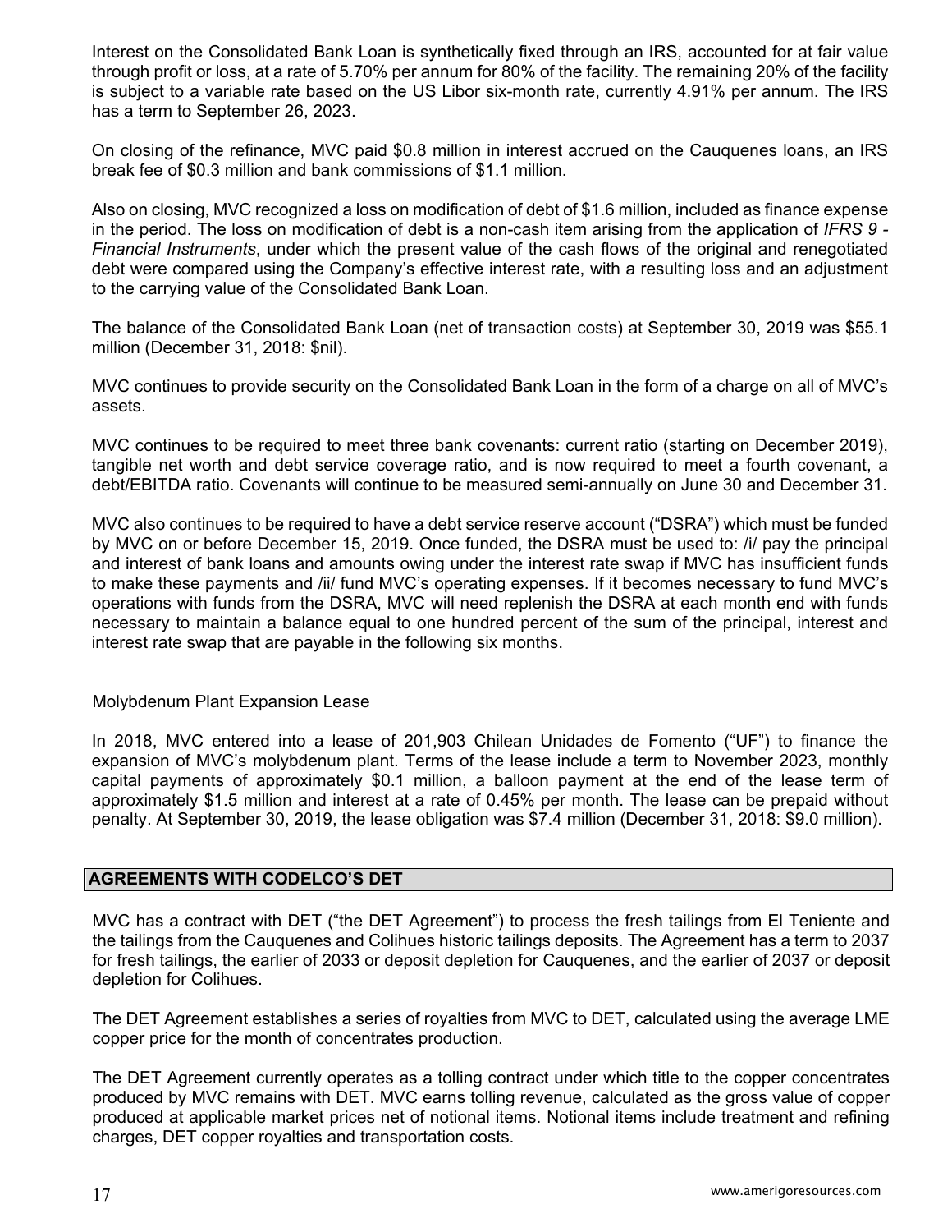Interest on the Consolidated Bank Loan is synthetically fixed through an IRS, accounted for at fair value through profit or loss, at a rate of 5.70% per annum for 80% of the facility. The remaining 20% of the facility is subject to a variable rate based on the US Libor six-month rate, currently 4.91% per annum. The IRS has a term to September 26, 2023.

On closing of the refinance, MVC paid $0.8 million in interest accrued on the Cauquenes loans, an IRS break fee of $0.3 million and bank commissions of $1.1 million.

Also on closing, MVC recognized a loss on modification of debt of $1.6 million, included as finance expense in the period. The loss on modification of debt is a non-cash item arising from the application of *IFRS 9 - Financial Instruments*, under which the present value of the cash flows of the original and renegotiated debt were compared using the Company's effective interest rate, with a resulting loss and an adjustment to the carrying value of the Consolidated Bank Loan.

The balance of the Consolidated Bank Loan (net of transaction costs) at September 30, 2019 was $55.1 million (December 31, 2018: $nil).

MVC continues to provide security on the Consolidated Bank Loan in the form of a charge on all of MVC's assets.

MVC continues to be required to meet three bank covenants: current ratio (starting on December 2019), tangible net worth and debt service coverage ratio, and is now required to meet a fourth covenant, a debt/EBITDA ratio. Covenants will continue to be measured semi-annually on June 30 and December 31.

MVC also continues to be required to have a debt service reserve account ("DSRA") which must be funded by MVC on or before December 15, 2019. Once funded, the DSRA must be used to: /i/ pay the principal and interest of bank loans and amounts owing under the interest rate swap if MVC has insufficient funds to make these payments and /ii/ fund MVC's operating expenses. If it becomes necessary to fund MVC's operations with funds from the DSRA, MVC will need replenish the DSRA at each month end with funds necessary to maintain a balance equal to one hundred percent of the sum of the principal, interest and interest rate swap that are payable in the following six months.

Molybdenum Plant Expansion Lease

In 2018, MVC entered into a lease of 201,903 Chilean Unidades de Fomento ("UF") to finance the expansion of MVC's molybdenum plant. Terms of the lease include a term to November 2023, monthly capital payments of approximately $0.1 million, a balloon payment at the end of the lease term of approximately $1.5 million and interest at a rate of 0.45% per month. The lease can be prepaid without penalty. At September 30, 2019, the lease obligation was $7.4 million (December 31, 2018: $9.0 million).

## AGREEMENTS WITH CODELCO'S DET

MVC has a contract with DET ("the DET Agreement") to process the fresh tailings from El Teniente and the tailings from the Cauquenes and Colihues historic tailings deposits. The Agreement has a term to 2037 for fresh tailings, the earlier of 2033 or deposit depletion for Cauquenes, and the earlier of 2037 or deposit depletion for Colihues.

The DET Agreement establishes a series of royalties from MVC to DET, calculated using the average LME copper price for the month of concentrates production.

The DET Agreement currently operates as a tolling contract under which title to the copper concentrates produced by MVC remains with DET. MVC earns tolling revenue, calculated as the gross value of copper produced at applicable market prices net of notional items. Notional items include treatment and refining charges, DET copper royalties and transportation costs.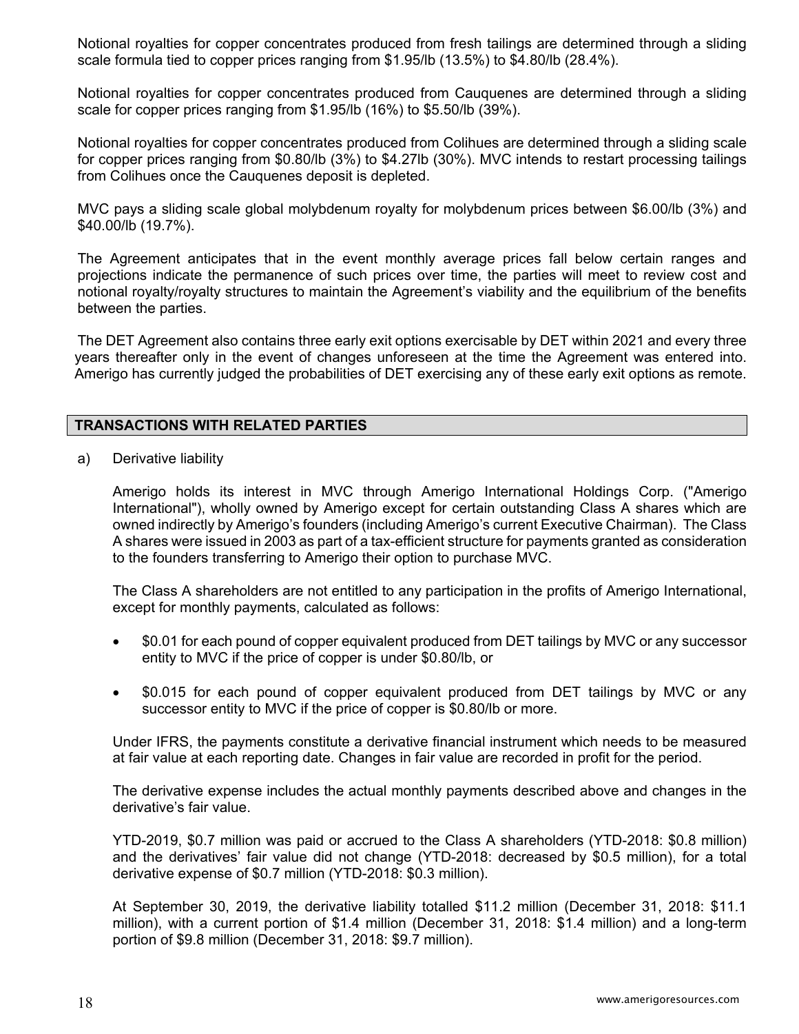Notional royalties for copper concentrates produced from fresh tailings are determined through a sliding scale formula tied to copper prices ranging from $1.95/lb (13.5%) to $4.80/lb (28.4%).

Notional royalties for copper concentrates produced from Cauquenes are determined through a sliding scale for copper prices ranging from $1.95/lb (16%) to $5.50/lb (39%).

Notional royalties for copper concentrates produced from Colihues are determined through a sliding scale for copper prices ranging from $0.80/lb (3%) to $4.27lb (30%). MVC intends to restart processing tailings from Colihues once the Cauquenes deposit is depleted.

MVC pays a sliding scale global molybdenum royalty for molybdenum prices between $6.00/lb (3%) and $40.00/lb (19.7%).

The Agreement anticipates that in the event monthly average prices fall below certain ranges and projections indicate the permanence of such prices over time, the parties will meet to review cost and notional royalty/royalty structures to maintain the Agreement's viability and the equilibrium of the benefits between the parties.

The DET Agreement also contains three early exit options exercisable by DET within 2021 and every three years thereafter only in the event of changes unforeseen at the time the Agreement was entered into. Amerigo has currently judged the probabilities of DET exercising any of these early exit options as remote.

## TRANSACTIONS WITH RELATED PARTIES

a) Derivative liability

Amerigo holds its interest in MVC through Amerigo International Holdings Corp. ("Amerigo International"), wholly owned by Amerigo except for certain outstanding Class A shares which are owned indirectly by Amerigo's founders (including Amerigo's current Executive Chairman). The Class A shares were issued in 2003 as part of a tax-efficient structure for payments granted as consideration to the founders transferring to Amerigo their option to purchase MVC.

The Class A shareholders are not entitled to any participation in the profits of Amerigo International, except for monthly payments, calculated as follows:

- $0.01 for each pound of copper equivalent produced from DET tailings by MVC or any successor entity to MVC if the price of copper is under $0.80/lb, or
- $0.015 for each pound of copper equivalent produced from DET tailings by MVC or any successor entity to MVC if the price of copper is $0.80/lb or more.

Under IFRS, the payments constitute a derivative financial instrument which needs to be measured at fair value at each reporting date. Changes in fair value are recorded in profit for the period.

The derivative expense includes the actual monthly payments described above and changes in the derivative's fair value.

YTD-2019, $0.7 million was paid or accrued to the Class A shareholders (YTD-2018: $0.8 million) and the derivatives' fair value did not change (YTD-2018: decreased by $0.5 million), for a total derivative expense of $0.7 million (YTD-2018: $0.3 million).

At September 30, 2019, the derivative liability totalled $11.2 million (December 31, 2018: $11.1 million), with a current portion of $1.4 million (December 31, 2018: $1.4 million) and a long-term portion of $9.8 million (December 31, 2018: $9.7 million).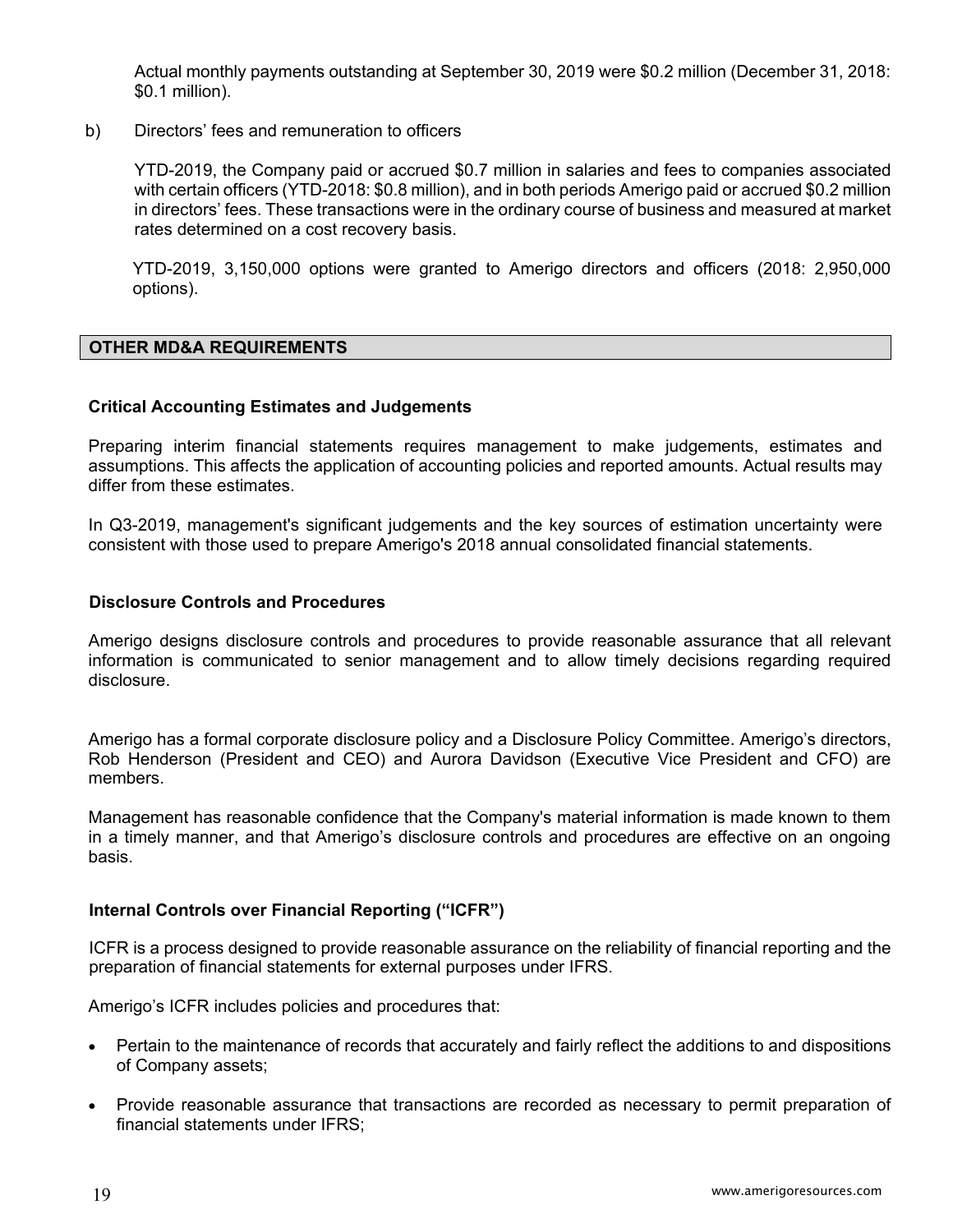Actual monthly payments outstanding at September 30, 2019 were \$0.2 million (December 31, 2018: \$0.1 million).

b) Directors' fees and remuneration to officers

YTD-2019, the Company paid or accrued \$0.7 million in salaries and fees to companies associated with certain officers (YTD-2018: \$0.8 million), and in both periods Amerigo paid or accrued \$0.2 million in directors' fees. These transactions were in the ordinary course of business and measured at market rates determined on a cost recovery basis.

YTD-2019, 3,150,000 options were granted to Amerigo directors and officers (2018: 2,950,000 options).

## OTHER MD&A REQUIREMENTS

### Critical Accounting Estimates and Judgements

Preparing interim financial statements requires management to make judgements, estimates and assumptions. This affects the application of accounting policies and reported amounts. Actual results may differ from these estimates.

In Q3-2019, management's significant judgements and the key sources of estimation uncertainty were consistent with those used to prepare Amerigo's 2018 annual consolidated financial statements.

### Disclosure Controls and Procedures

Amerigo designs disclosure controls and procedures to provide reasonable assurance that all relevant information is communicated to senior management and to allow timely decisions regarding required disclosure.

Amerigo has a formal corporate disclosure policy and a Disclosure Policy Committee. Amerigo's directors, Rob Henderson (President and CEO) and Aurora Davidson (Executive Vice President and CFO) are members.

Management has reasonable confidence that the Company's material information is made known to them in a timely manner, and that Amerigo's disclosure controls and procedures are effective on an ongoing basis.

### Internal Controls over Financial Reporting ("ICFR")

ICFR is a process designed to provide reasonable assurance on the reliability of financial reporting and the preparation of financial statements for external purposes under IFRS.

Amerigo's ICFR includes policies and procedures that:

- Pertain to the maintenance of records that accurately and fairly reflect the additions to and dispositions of Company assets;
- Provide reasonable assurance that transactions are recorded as necessary to permit preparation of financial statements under IFRS;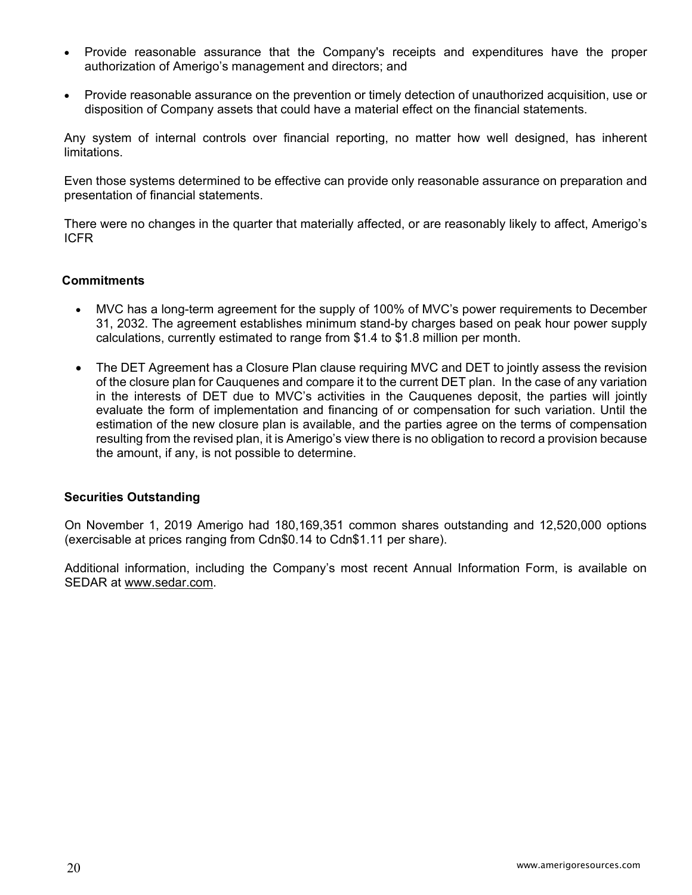- Provide reasonable assurance that the Company's receipts and expenditures have the proper authorization of Amerigo's management and directors; and
- Provide reasonable assurance on the prevention or timely detection of unauthorized acquisition, use or disposition of Company assets that could have a material effect on the financial statements.

Any system of internal controls over financial reporting, no matter how well designed, has inherent limitations.

Even those systems determined to be effective can provide only reasonable assurance on preparation and presentation of financial statements.

There were no changes in the quarter that materially affected, or are reasonably likely to affect, Amerigo's ICFR

## Commitments

- MVC has a long-term agreement for the supply of 100% of MVC's power requirements to December 31, 2032. The agreement establishes minimum stand-by charges based on peak hour power supply calculations, currently estimated to range from $1.4 to $1.8 million per month.
- The DET Agreement has a Closure Plan clause requiring MVC and DET to jointly assess the revision of the closure plan for Cauquenes and compare it to the current DET plan. In the case of any variation in the interests of DET due to MVC's activities in the Cauquenes deposit, the parties will jointly evaluate the form of implementation and financing of or compensation for such variation. Until the estimation of the new closure plan is available, and the parties agree on the terms of compensation resulting from the revised plan, it is Amerigo's view there is no obligation to record a provision because the amount, if any, is not possible to determine.

## Securities Outstanding

On November 1, 2019 Amerigo had 180,169,351 common shares outstanding and 12,520,000 options (exercisable at prices ranging from Cdn$0.14 to Cdn$1.11 per share).

Additional information, including the Company's most recent Annual Information Form, is available on SEDAR at www.sedar.com.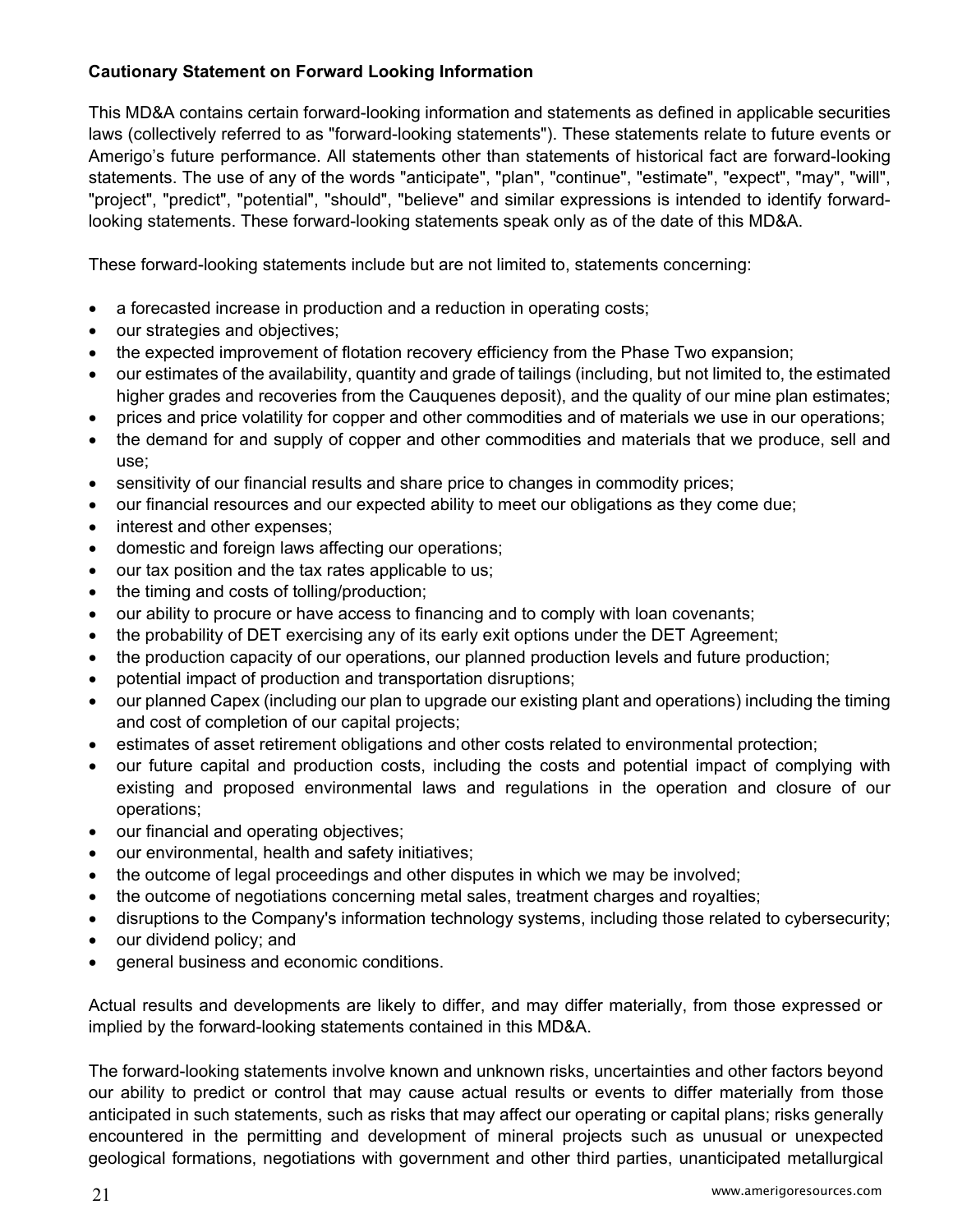**Cautionary Statement on Forward Looking Information**

This MD&A contains certain forward-looking information and statements as defined in applicable securities laws (collectively referred to as "forward-looking statements"). These statements relate to future events or Amerigo's future performance. All statements other than statements of historical fact are forward-looking statements. The use of any of the words "anticipate", "plan", "continue", "estimate", "expect", "may", "will", "project", "predict", "potential", "should", "believe" and similar expressions is intended to identify forward-looking statements. These forward-looking statements speak only as of the date of this MD&A.

These forward-looking statements include but are not limited to, statements concerning:

- a forecasted increase in production and a reduction in operating costs;
- our strategies and objectives;
- the expected improvement of flotation recovery efficiency from the Phase Two expansion;
- our estimates of the availability, quantity and grade of tailings (including, but not limited to, the estimated higher grades and recoveries from the Cauquenes deposit), and the quality of our mine plan estimates;
- prices and price volatility for copper and other commodities and of materials we use in our operations;
- the demand for and supply of copper and other commodities and materials that we produce, sell and use;
- sensitivity of our financial results and share price to changes in commodity prices;
- our financial resources and our expected ability to meet our obligations as they come due;
- interest and other expenses;
- domestic and foreign laws affecting our operations;
- our tax position and the tax rates applicable to us;
- the timing and costs of tolling/production;
- our ability to procure or have access to financing and to comply with loan covenants;
- the probability of DET exercising any of its early exit options under the DET Agreement;
- the production capacity of our operations, our planned production levels and future production;
- potential impact of production and transportation disruptions;
- our planned Capex (including our plan to upgrade our existing plant and operations) including the timing and cost of completion of our capital projects;
- estimates of asset retirement obligations and other costs related to environmental protection;
- our future capital and production costs, including the costs and potential impact of complying with existing and proposed environmental laws and regulations in the operation and closure of our operations;
- our financial and operating objectives;
- our environmental, health and safety initiatives;
- the outcome of legal proceedings and other disputes in which we may be involved;
- the outcome of negotiations concerning metal sales, treatment charges and royalties;
- disruptions to the Company's information technology systems, including those related to cybersecurity;
- our dividend policy; and
- general business and economic conditions.

Actual results and developments are likely to differ, and may differ materially, from those expressed or implied by the forward-looking statements contained in this MD&A.

The forward-looking statements involve known and unknown risks, uncertainties and other factors beyond our ability to predict or control that may cause actual results or events to differ materially from those anticipated in such statements, such as risks that may affect our operating or capital plans; risks generally encountered in the permitting and development of mineral projects such as unusual or unexpected geological formations, negotiations with government and other third parties, unanticipated metallurgical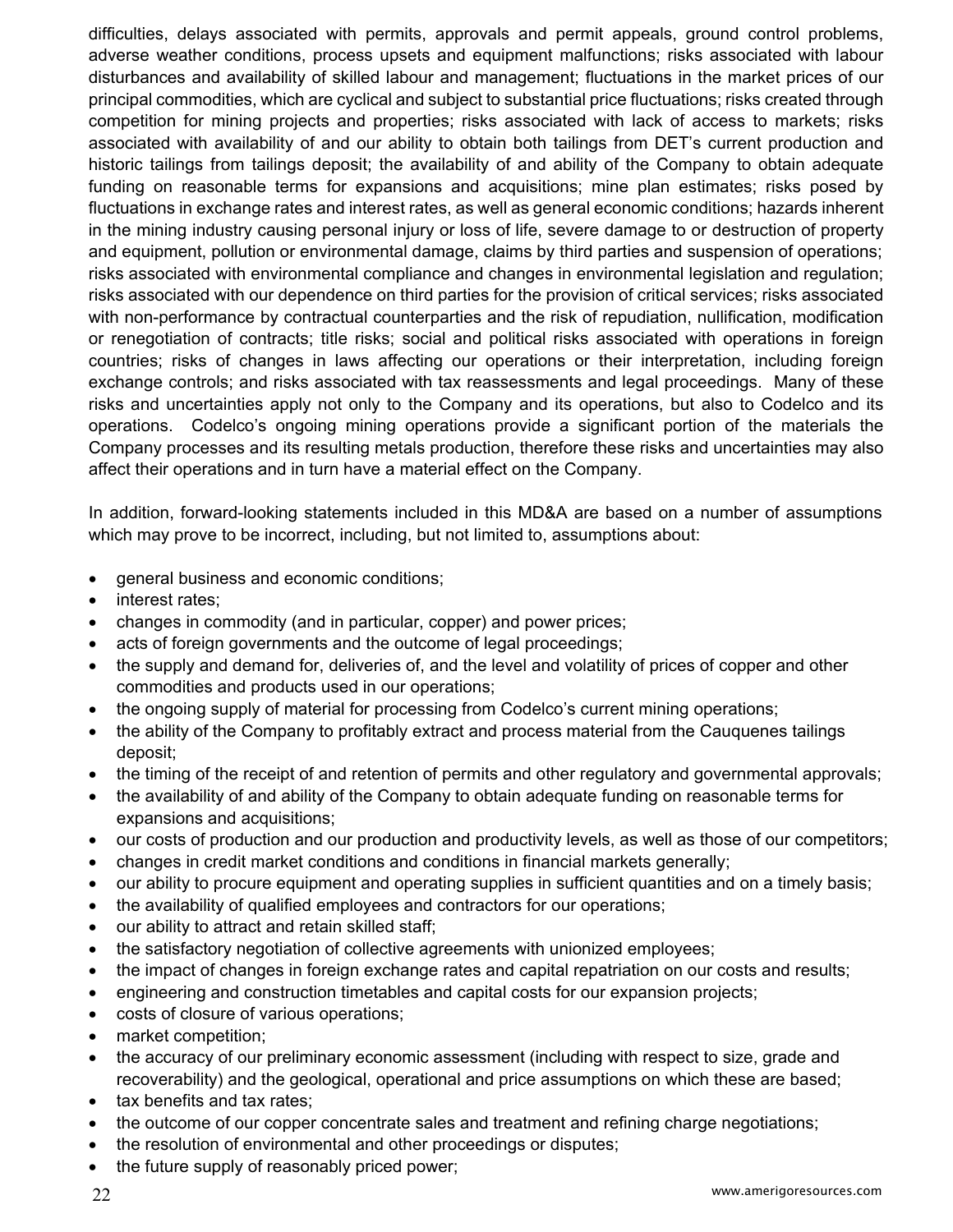difficulties, delays associated with permits, approvals and permit appeals, ground control problems, adverse weather conditions, process upsets and equipment malfunctions; risks associated with labour disturbances and availability of skilled labour and management; fluctuations in the market prices of our principal commodities, which are cyclical and subject to substantial price fluctuations; risks created through competition for mining projects and properties; risks associated with lack of access to markets; risks associated with availability of and our ability to obtain both tailings from DET's current production and historic tailings from tailings deposit; the availability of and ability of the Company to obtain adequate funding on reasonable terms for expansions and acquisitions; mine plan estimates; risks posed by fluctuations in exchange rates and interest rates, as well as general economic conditions; hazards inherent in the mining industry causing personal injury or loss of life, severe damage to or destruction of property and equipment, pollution or environmental damage, claims by third parties and suspension of operations; risks associated with environmental compliance and changes in environmental legislation and regulation; risks associated with our dependence on third parties for the provision of critical services; risks associated with non-performance by contractual counterparties and the risk of repudiation, nullification, modification or renegotiation of contracts; title risks; social and political risks associated with operations in foreign countries; risks of changes in laws affecting our operations or their interpretation, including foreign exchange controls; and risks associated with tax reassessments and legal proceedings. Many of these risks and uncertainties apply not only to the Company and its operations, but also to Codelco and its operations. Codelco's ongoing mining operations provide a significant portion of the materials the Company processes and its resulting metals production, therefore these risks and uncertainties may also affect their operations and in turn have a material effect on the Company.

In addition, forward-looking statements included in this MD&A are based on a number of assumptions which may prove to be incorrect, including, but not limited to, assumptions about:

- general business and economic conditions;
- interest rates;
- changes in commodity (and in particular, copper) and power prices;
- acts of foreign governments and the outcome of legal proceedings;
- the supply and demand for, deliveries of, and the level and volatility of prices of copper and other commodities and products used in our operations;
- the ongoing supply of material for processing from Codelco's current mining operations;
- the ability of the Company to profitably extract and process material from the Cauquenes tailings deposit;
- the timing of the receipt of and retention of permits and other regulatory and governmental approvals;
- the availability of and ability of the Company to obtain adequate funding on reasonable terms for expansions and acquisitions;
- our costs of production and our production and productivity levels, as well as those of our competitors;
- changes in credit market conditions and conditions in financial markets generally;
- our ability to procure equipment and operating supplies in sufficient quantities and on a timely basis;
- the availability of qualified employees and contractors for our operations;
- our ability to attract and retain skilled staff;
- the satisfactory negotiation of collective agreements with unionized employees;
- the impact of changes in foreign exchange rates and capital repatriation on our costs and results;
- engineering and construction timetables and capital costs for our expansion projects;
- costs of closure of various operations;
- market competition;
- the accuracy of our preliminary economic assessment (including with respect to size, grade and recoverability) and the geological, operational and price assumptions on which these are based;
- tax benefits and tax rates;
- the outcome of our copper concentrate sales and treatment and refining charge negotiations;
- the resolution of environmental and other proceedings or disputes;
- the future supply of reasonably priced power;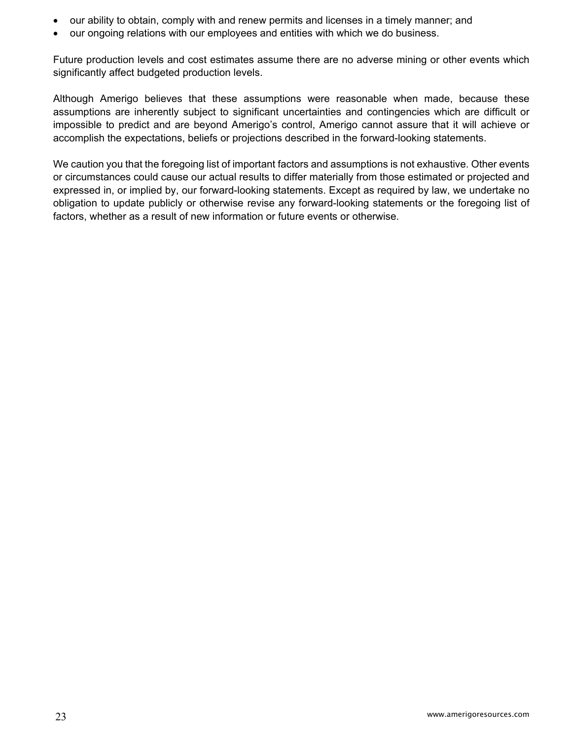- our ability to obtain, comply with and renew permits and licenses in a timely manner; and
- our ongoing relations with our employees and entities with which we do business.

Future production levels and cost estimates assume there are no adverse mining or other events which significantly affect budgeted production levels.

Although Amerigo believes that these assumptions were reasonable when made, because these assumptions are inherently subject to significant uncertainties and contingencies which are difficult or impossible to predict and are beyond Amerigo's control, Amerigo cannot assure that it will achieve or accomplish the expectations, beliefs or projections described in the forward-looking statements.

We caution you that the foregoing list of important factors and assumptions is not exhaustive. Other events or circumstances could cause our actual results to differ materially from those estimated or projected and expressed in, or implied by, our forward-looking statements. Except as required by law, we undertake no obligation to update publicly or otherwise revise any forward-looking statements or the foregoing list of factors, whether as a result of new information or future events or otherwise.